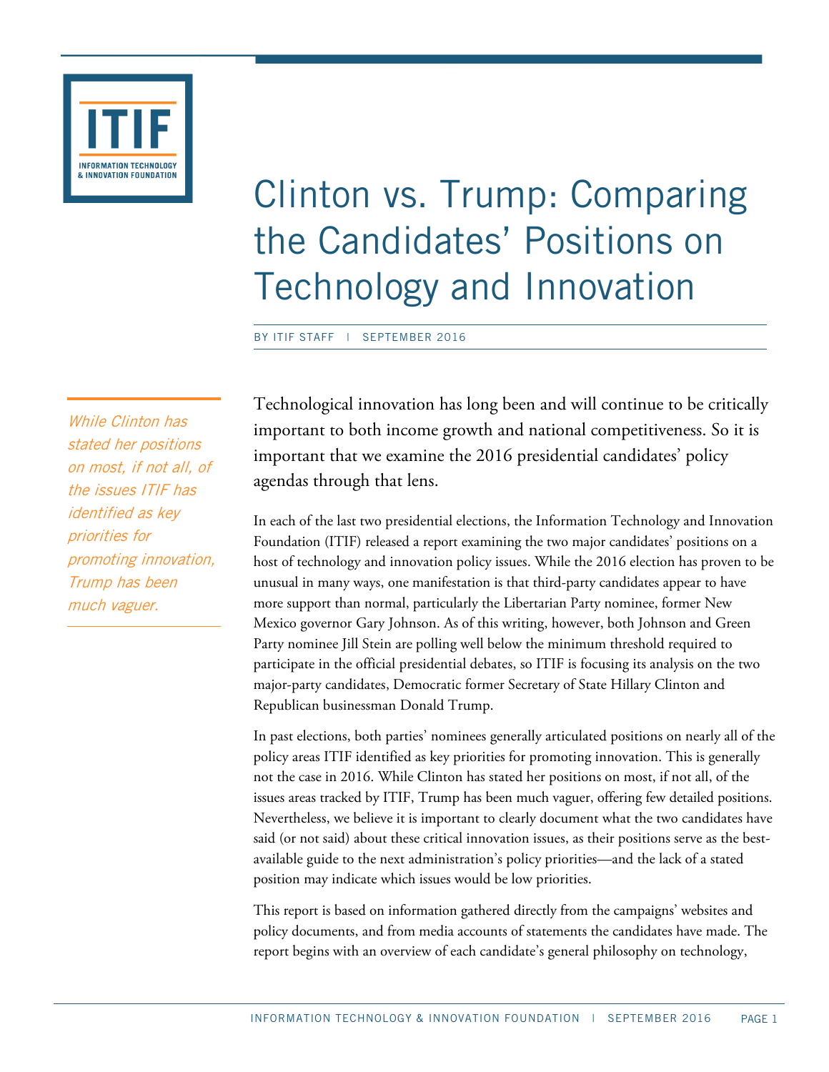# Clinton vs. Trump: Comparing the Candidates' Positions on Technology and Innovation

BY ITIF STAFF | SEPTEMBER 2016

*While Clinton has stated her positions on most, if not all, of the issues ITIF has identified as key priorities for promoting innovation, Trump has been much vaguer.*

Technological innovation has long been and will continue to be critically important to both income growth and national competitiveness. So it is important that we examine the 2016 presidential candidates' policy agendas through that lens.

In each of the last two presidential elections, the Information Technology and Innovation Foundation (ITIF) released a report examining the two major candidates' positions on a host of technology and innovation policy issues. While the 2016 election has proven to be unusual in many ways, one manifestation is that third-party candidates appear to have more support than normal, particularly the Libertarian Party nominee, former New Mexico governor Gary Johnson. As of this writing, however, both Johnson and Green Party nominee Jill Stein are polling well below the minimum threshold required to participate in the official presidential debates, so ITIF is focusing its analysis on the two major-party candidates, Democratic former Secretary of State Hillary Clinton and Republican businessman Donald Trump.

In past elections, both parties' nominees generally articulated positions on nearly all of the policy areas ITIF identified as key priorities for promoting innovation. This is generally not the case in 2016. While Clinton has stated her positions on most, if not all, of the issues areas tracked by ITIF, Trump has been much vaguer, offering few detailed positions. Nevertheless, we believe it is important to clearly document what the two candidates have said (or not said) about these critical innovation issues, as their positions serve as the best-available guide to the next administration's policy priorities—and the lack of a stated position may indicate which issues would be low priorities.

This report is based on information gathered directly from the campaigns' websites and policy documents, and from media accounts of statements the candidates have made. The report begins with an overview of each candidate's general philosophy on technology,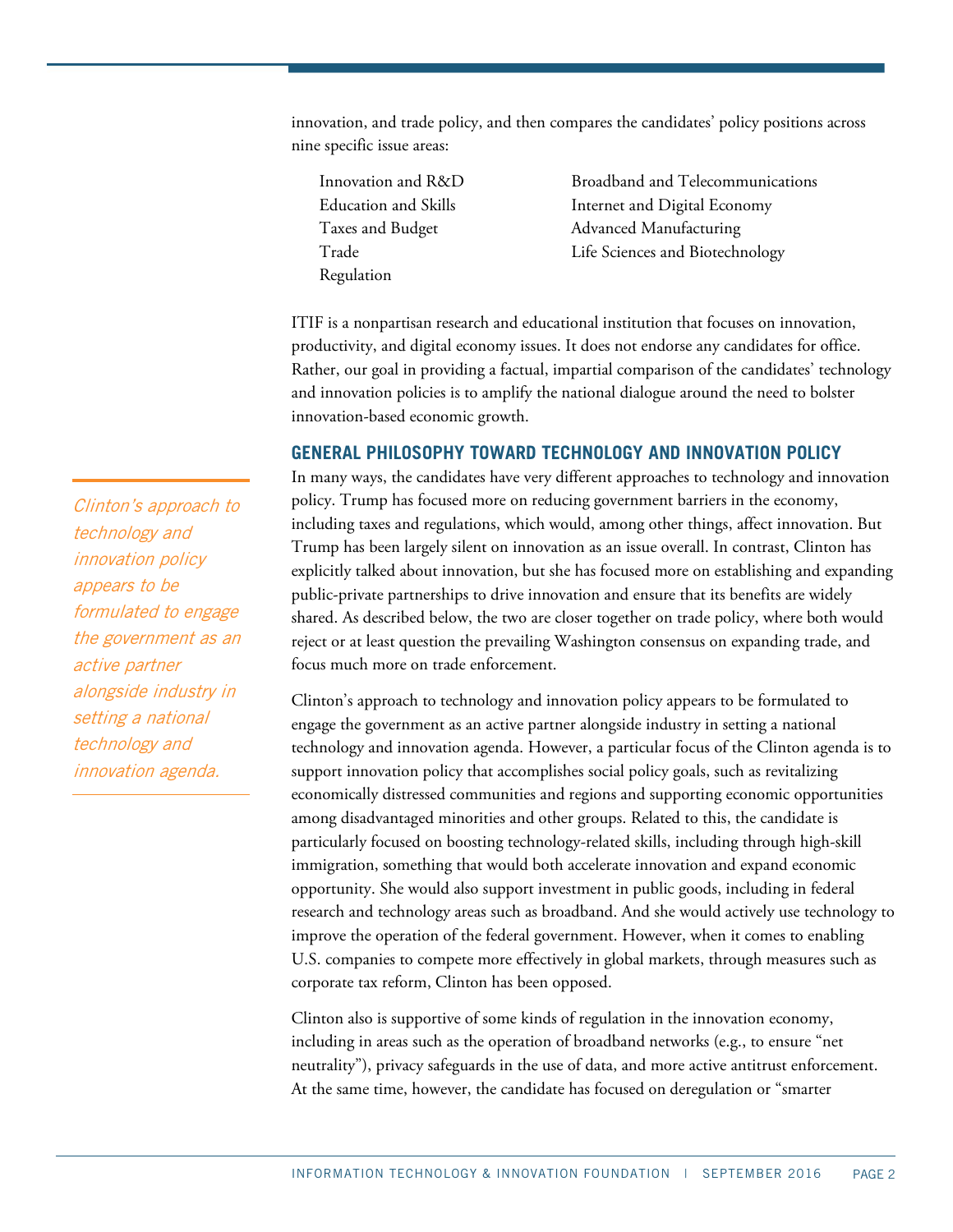innovation, and trade policy, and then compares the candidates' policy positions across nine specific issue areas:

- Innovation and R&D
- Education and Skills
- Taxes and Budget
- Trade
- Regulation
- Broadband and Telecommunications
- Internet and Digital Economy
- Advanced Manufacturing
- Life Sciences and Biotechnology

ITIF is a nonpartisan research and educational institution that focuses on innovation, productivity, and digital economy issues. It does not endorse any candidates for office. Rather, our goal in providing a factual, impartial comparison of the candidates' technology and innovation policies is to amplify the national dialogue around the need to bolster innovation-based economic growth.

## GENERAL PHILOSOPHY TOWARD TECHNOLOGY AND INNOVATION POLICY

In many ways, the candidates have very different approaches to technology and innovation policy. Trump has focused more on reducing government barriers in the economy, including taxes and regulations, which would, among other things, affect innovation. But Trump has been largely silent on innovation as an issue overall. In contrast, Clinton has explicitly talked about innovation, but she has focused more on establishing and expanding public-private partnerships to drive innovation and ensure that its benefits are widely shared. As described below, the two are closer together on trade policy, where both would reject or at least question the prevailing Washington consensus on expanding trade, and focus much more on trade enforcement.

*Clinton's approach to technology and innovation policy appears to be formulated to engage the government as an active partner alongside industry in setting a national technology and innovation agenda.*

Clinton's approach to technology and innovation policy appears to be formulated to engage the government as an active partner alongside industry in setting a national technology and innovation agenda. However, a particular focus of the Clinton agenda is to support innovation policy that accomplishes social policy goals, such as revitalizing economically distressed communities and regions and supporting economic opportunities among disadvantaged minorities and other groups. Related to this, the candidate is particularly focused on boosting technology-related skills, including through high-skill immigration, something that would both accelerate innovation and expand economic opportunity. She would also support investment in public goods, including in federal research and technology areas such as broadband. And she would actively use technology to improve the operation of the federal government. However, when it comes to enabling U.S. companies to compete more effectively in global markets, through measures such as corporate tax reform, Clinton has been opposed.

Clinton also is supportive of some kinds of regulation in the innovation economy, including in areas such as the operation of broadband networks (e.g., to ensure "net neutrality"), privacy safeguards in the use of data, and more active antitrust enforcement. At the same time, however, the candidate has focused on deregulation or "smarter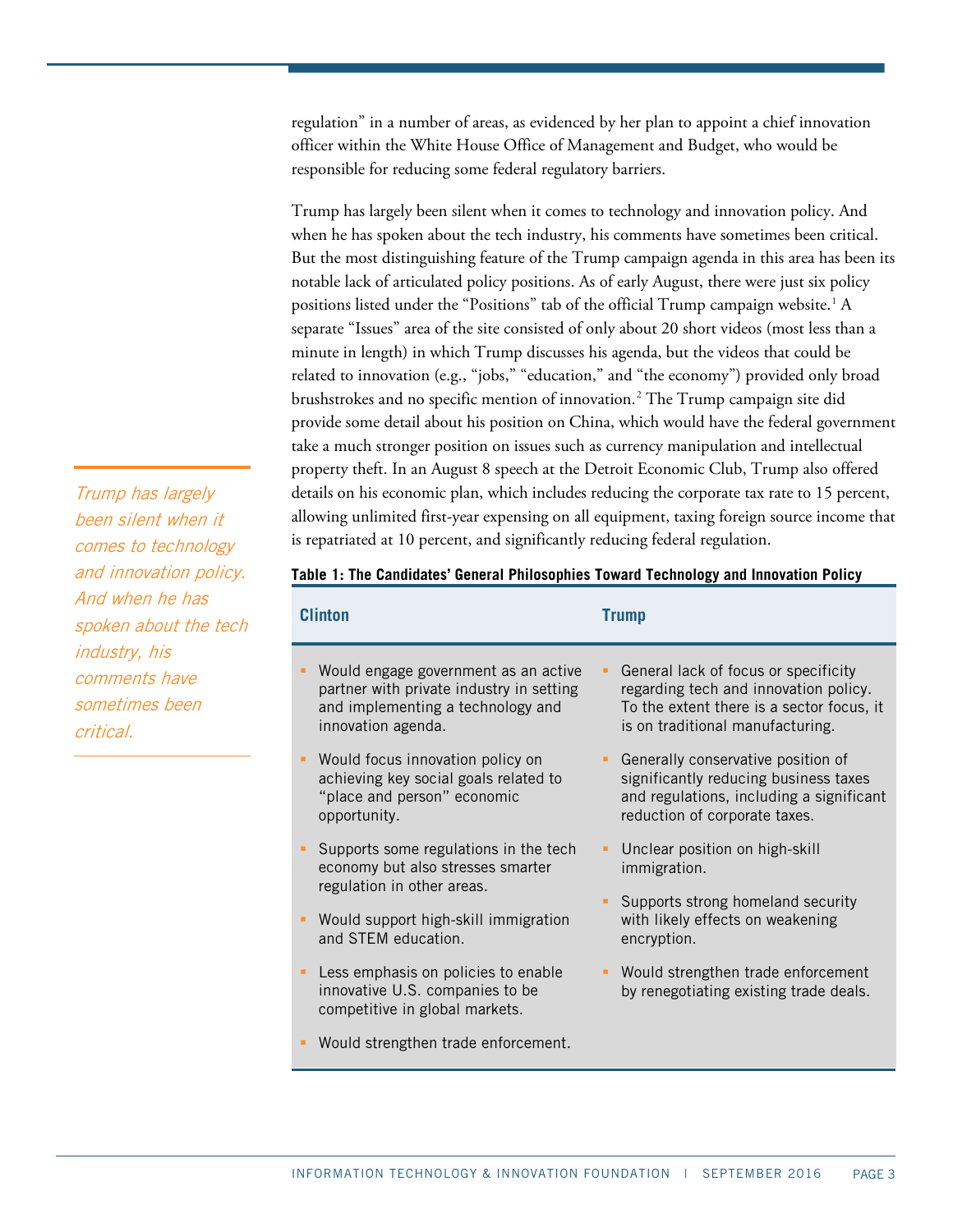regulation" in a number of areas, as evidenced by her plan to appoint a chief innovation officer within the White House Office of Management and Budget, who would be responsible for reducing some federal regulatory barriers.

Trump has largely been silent when it comes to technology and innovation policy. And when he has spoken about the tech industry, his comments have sometimes been critical. But the most distinguishing feature of the Trump campaign agenda in this area has been its notable lack of articulated policy positions. As of early August, there were just six policy positions listed under the "Positions" tab of the official Trump campaign website.[1] A separate "Issues" area of the site consisted of only about 20 short videos (most less than a minute in length) in which Trump discusses his agenda, but the videos that could be related to innovation (e.g., "jobs," "education," and "the economy") provided only broad brushstrokes and no specific mention of innovation.[2] The Trump campaign site did provide some detail about his position on China, which would have the federal government take a much stronger position on issues such as currency manipulation and intellectual property theft. In an August 8 speech at the Detroit Economic Club, Trump also offered details on his economic plan, which includes reducing the corporate tax rate to 15 percent, allowing unlimited first-year expensing on all equipment, taxing foreign source income that is repatriated at 10 percent, and significantly reducing federal regulation.

*Trump has largely been silent when it comes to technology and innovation policy. And when he has spoken about the tech industry, his comments have sometimes been critical.*

**Table 1: The Candidates' General Philosophies Toward Technology and Innovation Policy**

| Clinton | Trump |
|---|---|
| Would engage government as an active partner with private industry in setting and implementing a technology and innovation agenda. | General lack of focus or specificity regarding tech and innovation policy. To the extent there is a sector focus, it is on traditional manufacturing. |
| Would focus innovation policy on achieving key social goals related to "place and person" economic opportunity. | Generally conservative position of significantly reducing business taxes and regulations, including a significant reduction of corporate taxes. |
| Supports some regulations in the tech economy but also stresses smarter regulation in other areas. | Unclear position on high-skill immigration. |
| Would support high-skill immigration and STEM education. | Supports strong homeland security with likely effects on weakening encryption. |
| Less emphasis on policies to enable innovative U.S. companies to be competitive in global markets. | Would strengthen trade enforcement by renegotiating existing trade deals. |
| Would strengthen trade enforcement. | |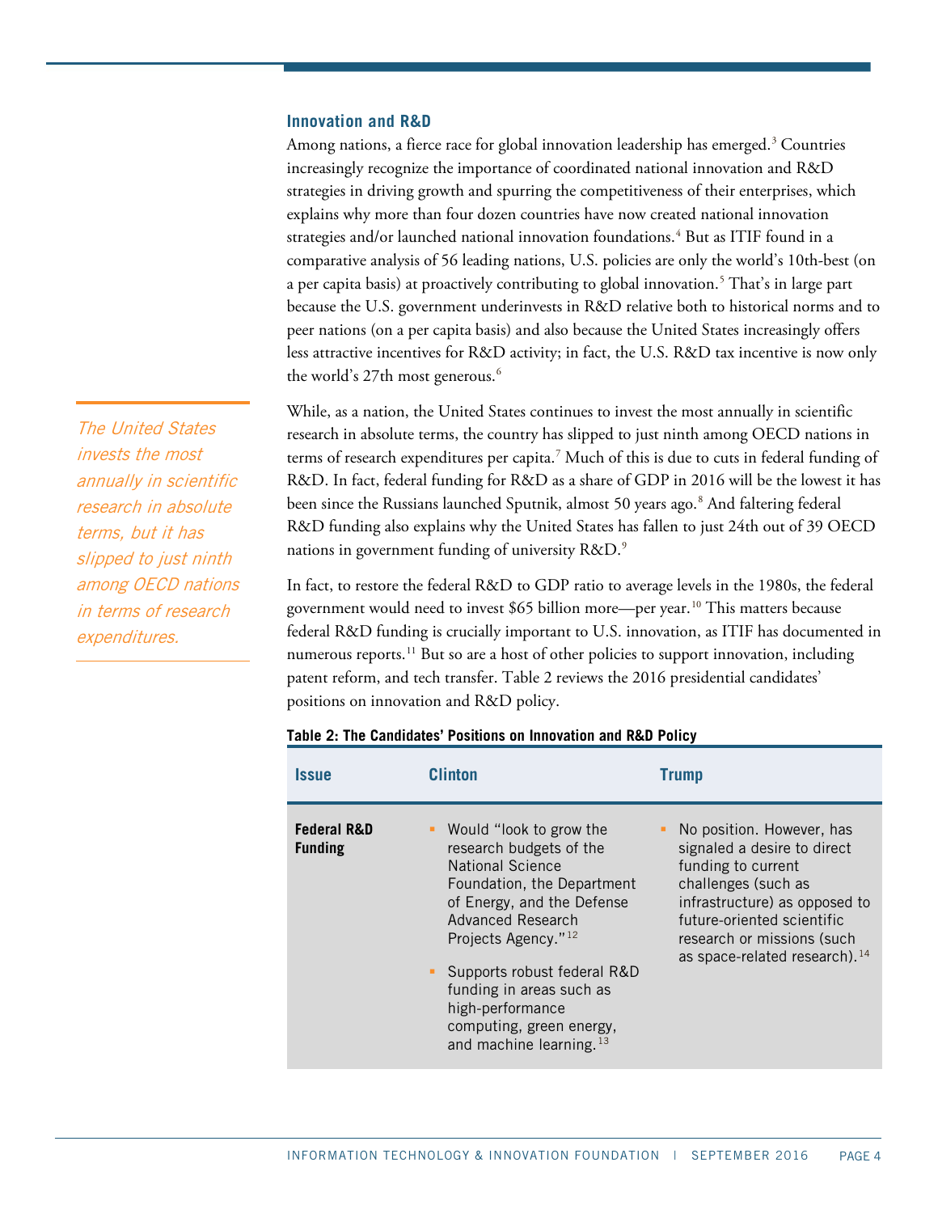### Innovation and R&D

Among nations, a fierce race for global innovation leadership has emerged.[3] Countries increasingly recognize the importance of coordinated national innovation and R&D strategies in driving growth and spurring the competitiveness of their enterprises, which explains why more than four dozen countries have now created national innovation strategies and/or launched national innovation foundations.[4] But as ITIF found in a comparative analysis of 56 leading nations, U.S. policies are only the world's 10th-best (on a per capita basis) at proactively contributing to global innovation.[5] That's in large part because the U.S. government underinvests in R&D relative both to historical norms and to peer nations (on a per capita basis) and also because the United States increasingly offers less attractive incentives for R&D activity; in fact, the U.S. R&D tax incentive is now only the world's 27th most generous.[6]

*The United States invests the most annually in scientific research in absolute terms, but it has slipped to just ninth among OECD nations in terms of research expenditures.*

While, as a nation, the United States continues to invest the most annually in scientific research in absolute terms, the country has slipped to just ninth among OECD nations in terms of research expenditures per capita.[7] Much of this is due to cuts in federal funding of R&D. In fact, federal funding for R&D as a share of GDP in 2016 will be the lowest it has been since the Russians launched Sputnik, almost 50 years ago.[8] And faltering federal R&D funding also explains why the United States has fallen to just 24th out of 39 OECD nations in government funding of university R&D.[9]

In fact, to restore the federal R&D to GDP ratio to average levels in the 1980s, the federal government would need to invest $65 billion more—per year.[10] This matters because federal R&D funding is crucially important to U.S. innovation, as ITIF has documented in numerous reports.[11] But so are a host of other policies to support innovation, including patent reform, and tech transfer. Table 2 reviews the 2016 presidential candidates' positions on innovation and R&D policy.

**Table 2: The Candidates' Positions on Innovation and R&D Policy**

| Issue | Clinton | Trump |
|---|---|---|
| **Federal R&D Funding** | ▪ Would "look to grow the research budgets of the National Science Foundation, the Department of Energy, and the Defense Advanced Research Projects Agency."[12]<br>▪ Supports robust federal R&D funding in areas such as high-performance computing, green energy, and machine learning.[13] | ▪ No position. However, has signaled a desire to direct funding to current challenges (such as infrastructure) as opposed to future-oriented scientific research or missions (such as space-related research).[14] |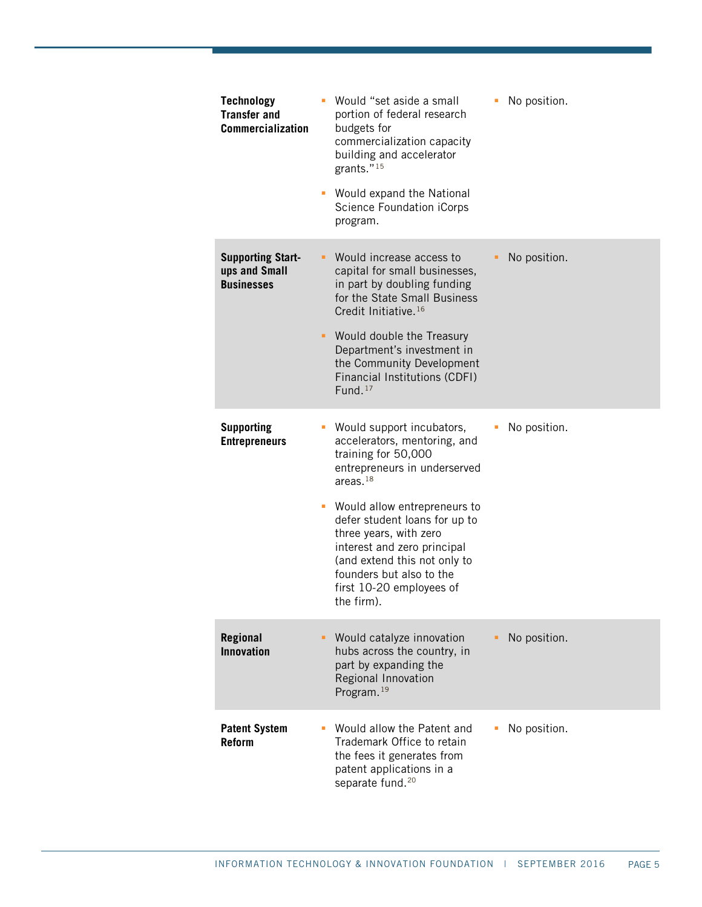| | | |
|---|---|---|
| **Technology Transfer and Commercialization** | ▪ Would "set aside a small portion of federal research budgets for commercialization capacity building and accelerator grants."[15]<br><br>▪ Would expand the National Science Foundation iCorps program. | ▪ No position. |
| **Supporting Start-ups and Small Businesses** | ▪ Would increase access to capital for small businesses, in part by doubling funding for the State Small Business Credit Initiative.[16]<br><br>▪ Would double the Treasury Department's investment in the Community Development Financial Institutions (CDFI) Fund.[17] | ▪ No position. |
| **Supporting Entrepreneurs** | ▪ Would support incubators, accelerators, mentoring, and training for 50,000 entrepreneurs in underserved areas.[18]<br><br>▪ Would allow entrepreneurs to defer student loans for up to three years, with zero interest and zero principal (and extend this not only to founders but also to the first 10-20 employees of the firm). | ▪ No position. |
| **Regional Innovation** | ▪ Would catalyze innovation hubs across the country, in part by expanding the Regional Innovation Program.[19] | ▪ No position. |
| **Patent System Reform** | ▪ Would allow the Patent and Trademark Office to retain the fees it generates from patent applications in a separate fund.[20] | ▪ No position. |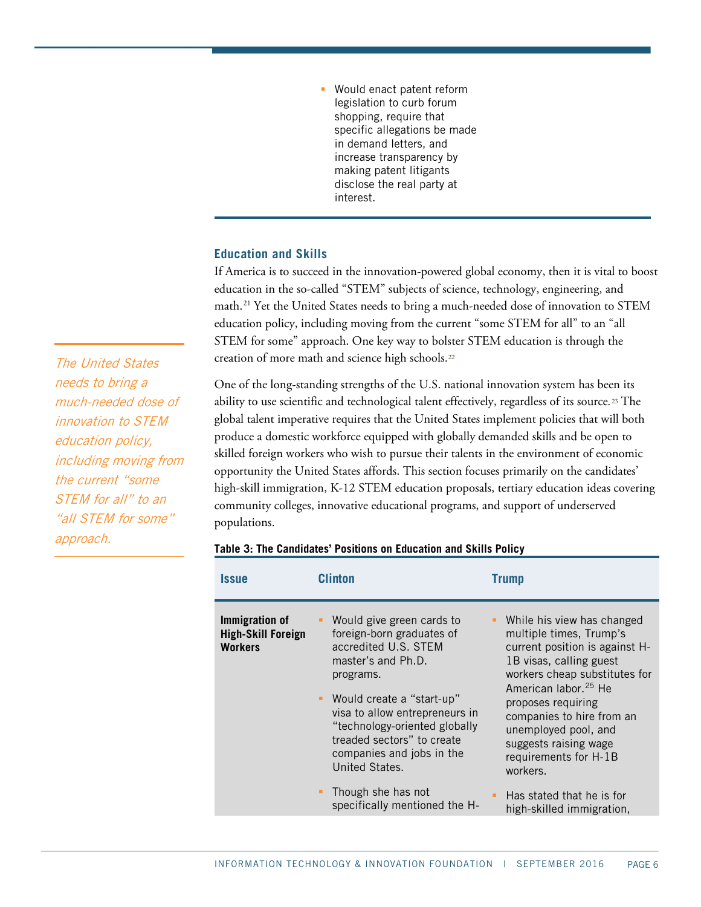- Would enact patent reform legislation to curb forum shopping, require that specific allegations be made in demand letters, and increase transparency by making patent litigants disclose the real party at interest.

### Education and Skills

If America is to succeed in the innovation-powered global economy, then it is vital to boost education in the so-called "STEM" subjects of science, technology, engineering, and math.[21] Yet the United States needs to bring a much-needed dose of innovation to STEM education policy, including moving from the current "some STEM for all" to an "all STEM for some" approach. One key way to bolster STEM education is through the creation of more math and science high schools.[22]

*The United States needs to bring a much-needed dose of innovation to STEM education policy, including moving from the current "some STEM for all" to an "all STEM for some" approach.*

One of the long-standing strengths of the U.S. national innovation system has been its ability to use scientific and technological talent effectively, regardless of its source.[23] The global talent imperative requires that the United States implement policies that will both produce a domestic workforce equipped with globally demanded skills and be open to skilled foreign workers who wish to pursue their talents in the environment of economic opportunity the United States affords. This section focuses primarily on the candidates' high-skill immigration, K-12 STEM education proposals, tertiary education ideas covering community colleges, innovative educational programs, and support of underserved populations.

**Table 3: The Candidates' Positions on Education and Skills Policy**

| Issue | Clinton | Trump |
| --- | --- | --- |
| **Immigration of High-Skill Foreign Workers** | ▪ Would give green cards to foreign-born graduates of accredited U.S. STEM master's and Ph.D. programs.<br><br>▪ Would create a "start-up" visa to allow entrepreneurs in "technology-oriented globally treaded sectors" to create companies and jobs in the United States.<br><br>▪ Though she has not specifically mentioned the H- | ▪ While his view has changed multiple times, Trump's current position is against H-1B visas, calling guest workers cheap substitutes for American labor.[25] He proposes requiring companies to hire from an unemployed pool, and suggests raising wage requirements for H-1B workers.<br><br>▪ Has stated that he is for high-skilled immigration, |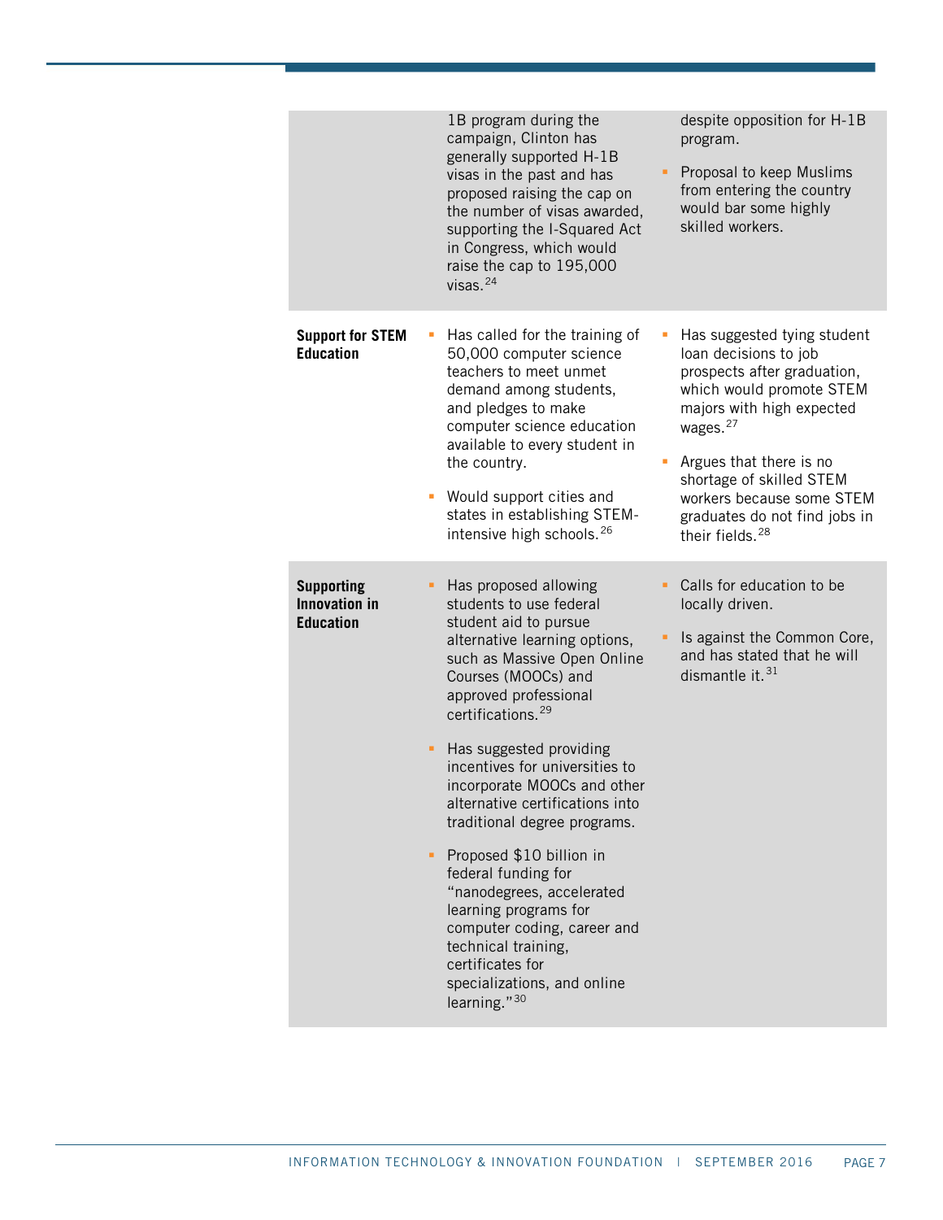| | | |
|---|---|---|
| | 1B program during the campaign, Clinton has generally supported H-1B visas in the past and has proposed raising the cap on the number of visas awarded, supporting the I-Squared Act in Congress, which would raise the cap to 195,000 visas.[24] | despite opposition for H-1B program.<br><br>▪ Proposal to keep Muslims from entering the country would bar some highly skilled workers. |
| **Support for STEM Education** | ▪ Has called for the training of 50,000 computer science teachers to meet unmet demand among students, and pledges to make computer science education available to every student in the country.<br><br>▪ Would support cities and states in establishing STEM-intensive high schools.[26] | ▪ Has suggested tying student loan decisions to job prospects after graduation, which would promote STEM majors with high expected wages.[27]<br><br>▪ Argues that there is no shortage of skilled STEM workers because some STEM graduates do not find jobs in their fields.[28] |
| **Supporting Innovation in Education** | ▪ Has proposed allowing students to use federal student aid to pursue alternative learning options, such as Massive Open Online Courses (MOOCs) and approved professional certifications.[29]<br><br>▪ Has suggested providing incentives for universities to incorporate MOOCs and other alternative certifications into traditional degree programs.<br><br>▪ Proposed $10 billion in federal funding for "nanodegrees, accelerated learning programs for computer coding, career and technical training, certificates for specializations, and online learning."[30] | ▪ Calls for education to be locally driven.<br><br>▪ Is against the Common Core, and has stated that he will dismantle it.[31] |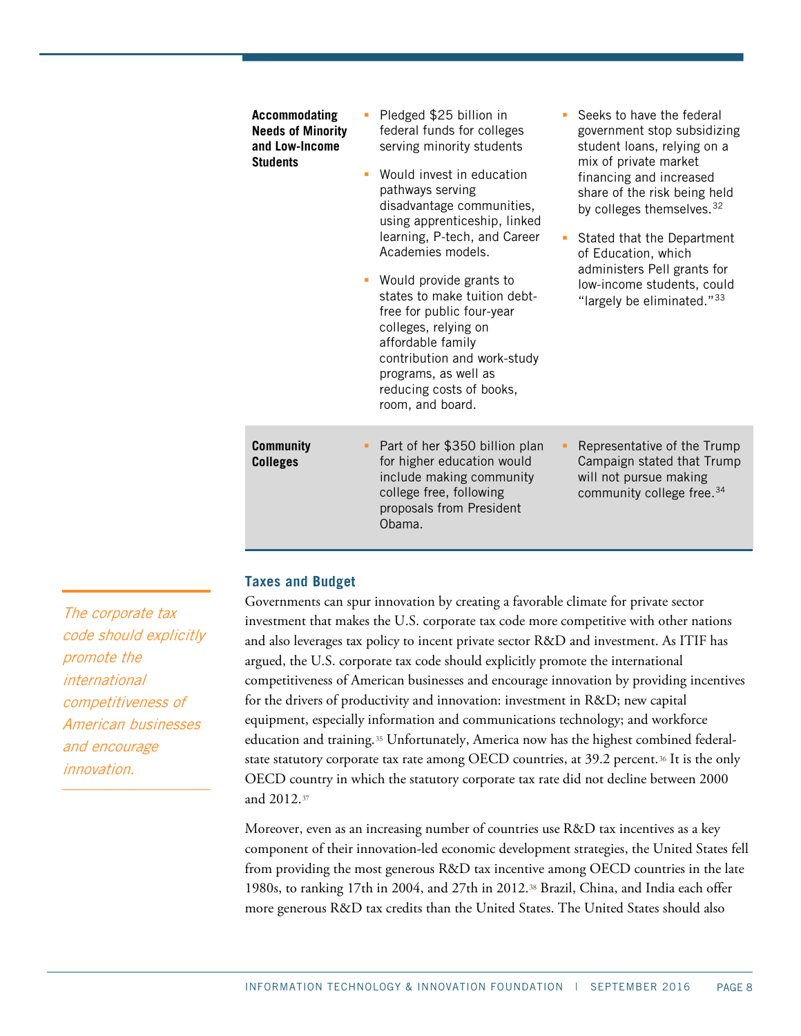| | | |
|---|---|---|
| **Accommodating Needs of Minority and Low-Income Students** | ▪ Pledged $25 billion in federal funds for colleges serving minority students<br>▪ Would invest in education pathways serving disadvantage communities, using apprenticeship, linked learning, P-tech, and Career Academies models.<br>▪ Would provide grants to states to make tuition debt-free for public four-year colleges, relying on affordable family contribution and work-study programs, as well as reducing costs of books, room, and board. | ▪ Seeks to have the federal government stop subsidizing student loans, relying on a mix of private market financing and increased share of the risk being held by colleges themselves.[32]<br>▪ Stated that the Department of Education, which administers Pell grants for low-income students, could "largely be eliminated."[33] |
| **Community Colleges** | ▪ Part of her $350 billion plan for higher education would include making community college free, following proposals from President Obama. | ▪ Representative of the Trump Campaign stated that Trump will not pursue making community college free.[34] |

### Taxes and Budget

*The corporate tax code should explicitly promote the international competitiveness of American businesses and encourage innovation.*

Governments can spur innovation by creating a favorable climate for private sector investment that makes the U.S. corporate tax code more competitive with other nations and also leverages tax policy to incent private sector R&D and investment. As ITIF has argued, the U.S. corporate tax code should explicitly promote the international competitiveness of American businesses and encourage innovation by providing incentives for the drivers of productivity and innovation: investment in R&D; new capital equipment, especially information and communications technology; and workforce education and training.[35] Unfortunately, America now has the highest combined federal-state statutory corporate tax rate among OECD countries, at 39.2 percent.[36] It is the only OECD country in which the statutory corporate tax rate did not decline between 2000 and 2012.[37]

Moreover, even as an increasing number of countries use R&D tax incentives as a key component of their innovation-led economic development strategies, the United States fell from providing the most generous R&D tax incentive among OECD countries in the late 1980s, to ranking 17th in 2004, and 27th in 2012.[38] Brazil, China, and India each offer more generous R&D tax credits than the United States. The United States should also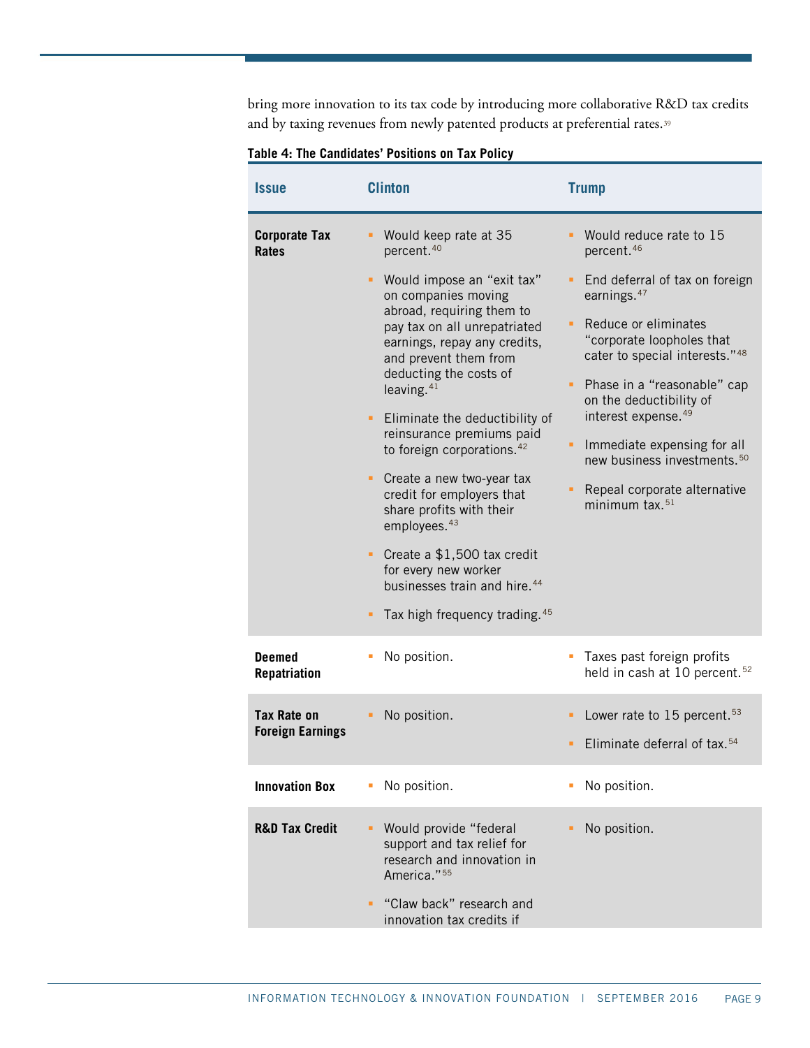bring more innovation to its tax code by introducing more collaborative R&D tax credits and by taxing revenues from newly patented products at preferential rates.[39]

**Table 4: The Candidates' Positions on Tax Policy**

| Issue | Clinton | Trump |
|---|---|---|
| **Corporate Tax Rates** | ▪ Would keep rate at 35 percent.[40]<br>▪ Would impose an "exit tax" on companies moving abroad, requiring them to pay tax on all unrepatriated earnings, repay any credits, and prevent them from deducting the costs of leaving.[41]<br>▪ Eliminate the deductibility of reinsurance premiums paid to foreign corporations.[42]<br>▪ Create a new two-year tax credit for employers that share profits with their employees.[43]<br>▪ Create a $1,500 tax credit for every new worker businesses train and hire.[44]<br>▪ Tax high frequency trading.[45] | ▪ Would reduce rate to 15 percent.[46]<br>▪ End deferral of tax on foreign earnings.[47]<br>▪ Reduce or eliminates "corporate loopholes that cater to special interests."[48]<br>▪ Phase in a "reasonable" cap on the deductibility of interest expense.[49]<br>▪ Immediate expensing for all new business investments.[50]<br>▪ Repeal corporate alternative minimum tax.[51] |
| **Deemed Repatriation** | ▪ No position. | ▪ Taxes past foreign profits held in cash at 10 percent.[52] |
| **Tax Rate on Foreign Earnings** | ▪ No position. | ▪ Lower rate to 15 percent.[53]<br>▪ Eliminate deferral of tax.[54] |
| **Innovation Box** | ▪ No position. | ▪ No position. |
| **R&D Tax Credit** | ▪ Would provide "federal support and tax relief for research and innovation in America."[55]<br>▪ "Claw back" research and innovation tax credits if | ▪ No position. |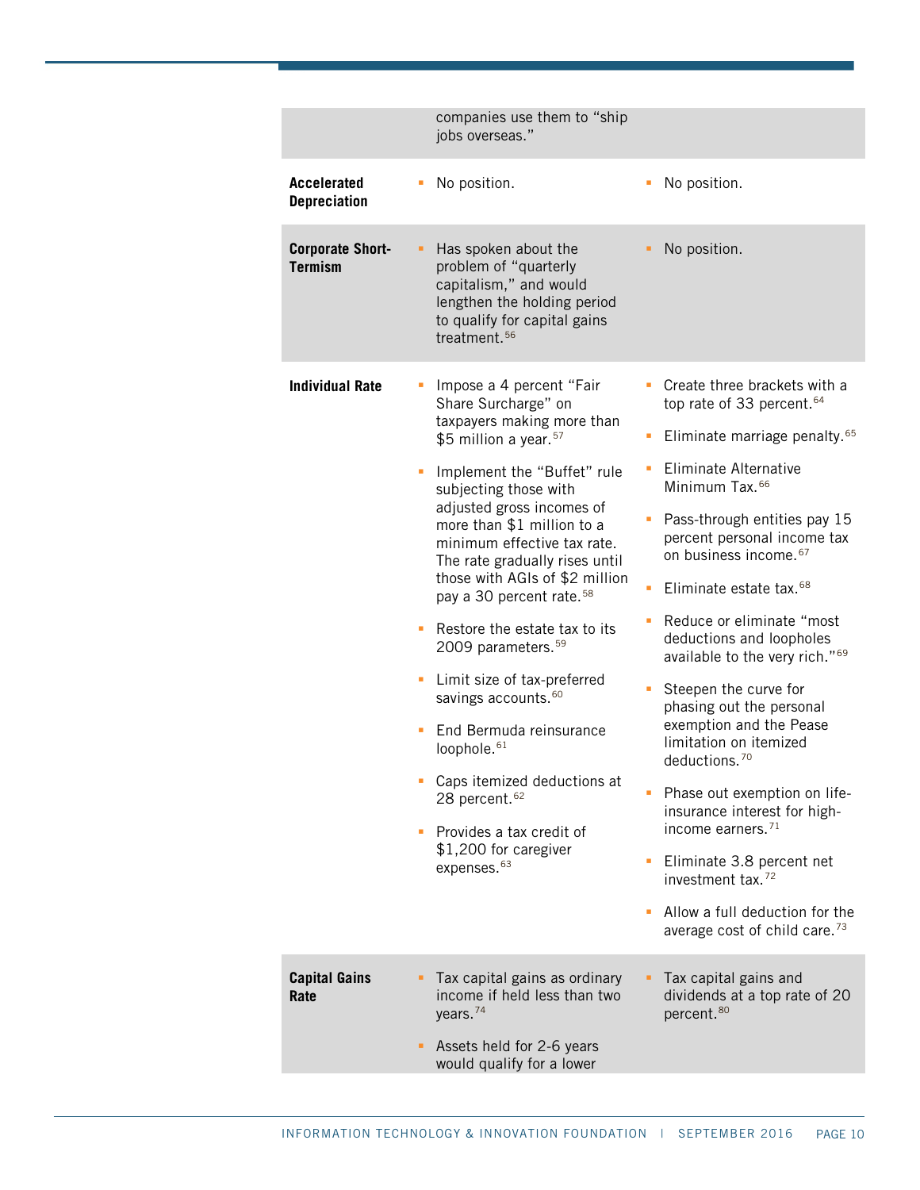| | | |
|---|---|---|
| | companies use them to "ship jobs overseas." | |
| **Accelerated Depreciation** | ▪ No position. | ▪ No position. |
| **Corporate Short-Termism** | ▪ Has spoken about the problem of "quarterly capitalism," and would lengthen the holding period to qualify for capital gains treatment.[56] | ▪ No position. |
| **Individual Rate** | ▪ Impose a 4 percent "Fair Share Surcharge" on taxpayers making more than $5 million a year.[57]<br><br>▪ Implement the "Buffet" rule subjecting those with adjusted gross incomes of more than $1 million to a minimum effective tax rate. The rate gradually rises until those with AGIs of $2 million pay a 30 percent rate.[58]<br><br>▪ Restore the estate tax to its 2009 parameters.[59]<br><br>▪ Limit size of tax-preferred savings accounts.[60]<br><br>▪ End Bermuda reinsurance loophole.[61]<br><br>▪ Caps itemized deductions at 28 percent.[62]<br><br>▪ Provides a tax credit of $1,200 for caregiver expenses.[63] | ▪ Create three brackets with a top rate of 33 percent.[64]<br><br>▪ Eliminate marriage penalty.[65]<br><br>▪ Eliminate Alternative Minimum Tax.[66]<br><br>▪ Pass-through entities pay 15 percent personal income tax on business income.[67]<br><br>▪ Eliminate estate tax.[68]<br><br>▪ Reduce or eliminate "most deductions and loopholes available to the very rich."[69]<br><br>▪ Steepen the curve for phasing out the personal exemption and the Pease limitation on itemized deductions.[70]<br><br>▪ Phase out exemption on life-insurance interest for high-income earners.[71]<br><br>▪ Eliminate 3.8 percent net investment tax.[72]<br><br>▪ Allow a full deduction for the average cost of child care.[73] |
| **Capital Gains Rate** | ▪ Tax capital gains as ordinary income if held less than two years.[74]<br><br>▪ Assets held for 2-6 years would qualify for a lower | ▪ Tax capital gains and dividends at a top rate of 20 percent.[80] |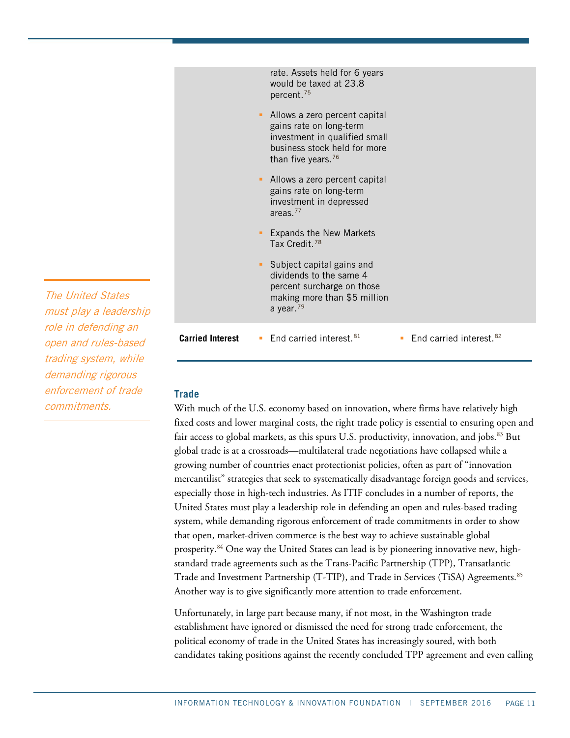| | | |
|---|---|---|
| | rate. Assets held for 6 years would be taxed at 23.8 percent.[75]<br>▪ Allows a zero percent capital gains rate on long-term investment in qualified small business stock held for more than five years.[76]<br>▪ Allows a zero percent capital gains rate on long-term investment in depressed areas.[77]<br>▪ Expands the New Markets Tax Credit.[78]<br>▪ Subject capital gains and dividends to the same 4 percent surcharge on those making more than $5 million a year.[79] | |
| **Carried Interest** | ▪ End carried interest.[81] | ▪ End carried interest.[82] |

*The United States must play a leadership role in defending an open and rules-based trading system, while demanding rigorous enforcement of trade commitments.*

### Trade

With much of the U.S. economy based on innovation, where firms have relatively high fixed costs and lower marginal costs, the right trade policy is essential to ensuring open and fair access to global markets, as this spurs U.S. productivity, innovation, and jobs.[83] But global trade is at a crossroads—multilateral trade negotiations have collapsed while a growing number of countries enact protectionist policies, often as part of "innovation mercantilist" strategies that seek to systematically disadvantage foreign goods and services, especially those in high-tech industries. As ITIF concludes in a number of reports, the United States must play a leadership role in defending an open and rules-based trading system, while demanding rigorous enforcement of trade commitments in order to show that open, market-driven commerce is the best way to achieve sustainable global prosperity.[84] One way the United States can lead is by pioneering innovative new, high-standard trade agreements such as the Trans-Pacific Partnership (TPP), Transatlantic Trade and Investment Partnership (T-TIP), and Trade in Services (TiSA) Agreements.[85] Another way is to give significantly more attention to trade enforcement.

Unfortunately, in large part because many, if not most, in the Washington trade establishment have ignored or dismissed the need for strong trade enforcement, the political economy of trade in the United States has increasingly soured, with both candidates taking positions against the recently concluded TPP agreement and even calling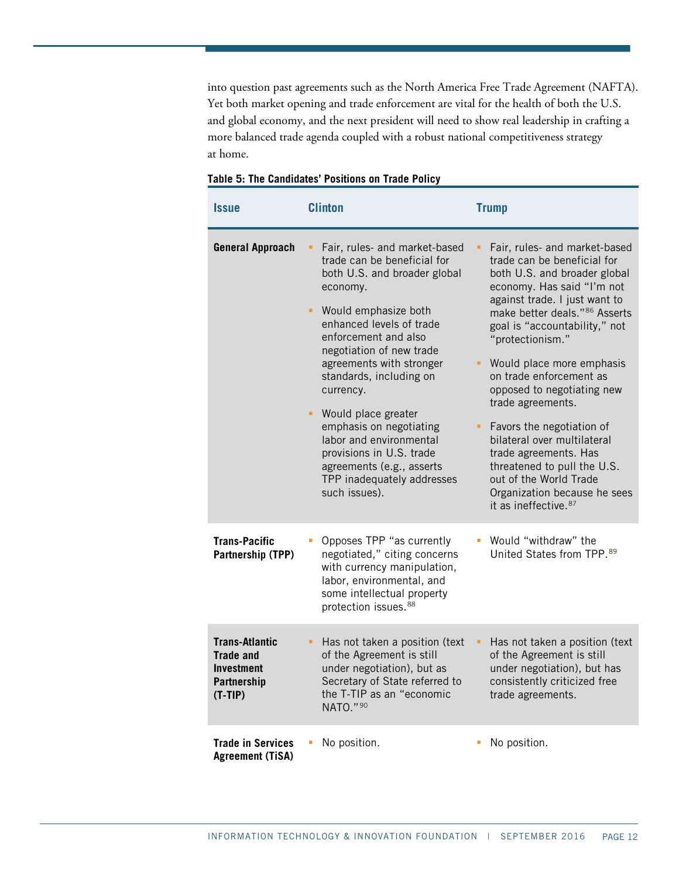into question past agreements such as the North America Free Trade Agreement (NAFTA). Yet both market opening and trade enforcement are vital for the health of both the U.S. and global economy, and the next president will need to show real leadership in crafting a more balanced trade agenda coupled with a robust national competitiveness strategy at home.

**Table 5: The Candidates' Positions on Trade Policy**

| Issue | Clinton | Trump |
|---|---|---|
| **General Approach** | ▪ Fair, rules- and market-based trade can be beneficial for both U.S. and broader global economy.<br>▪ Would emphasize both enhanced levels of trade enforcement and also negotiation of new trade agreements with stronger standards, including on currency.<br>▪ Would place greater emphasis on negotiating labor and environmental provisions in U.S. trade agreements (e.g., asserts TPP inadequately addresses such issues). | ▪ Fair, rules- and market-based trade can be beneficial for both U.S. and broader global economy. Has said "I'm not against trade. I just want to make better deals."[86] Asserts goal is "accountability," not "protectionism."<br>▪ Would place more emphasis on trade enforcement as opposed to negotiating new trade agreements.<br>▪ Favors the negotiation of bilateral over multilateral trade agreements. Has threatened to pull the U.S. out of the World Trade Organization because he sees it as ineffective.[87] |
| **Trans-Pacific Partnership (TPP)** | ▪ Opposes TPP "as currently negotiated," citing concerns with currency manipulation, labor, environmental, and some intellectual property protection issues.[88] | ▪ Would "withdraw" the United States from TPP.[89] |
| **Trans-Atlantic Trade and Investment Partnership (T-TIP)** | ▪ Has not taken a position (text of the Agreement is still under negotiation), but as Secretary of State referred to the T-TIP as an "economic NATO."[90] | ▪ Has not taken a position (text of the Agreement is still under negotiation), but has consistently criticized free trade agreements. |
| **Trade in Services Agreement (TiSA)** | ▪ No position. | ▪ No position. |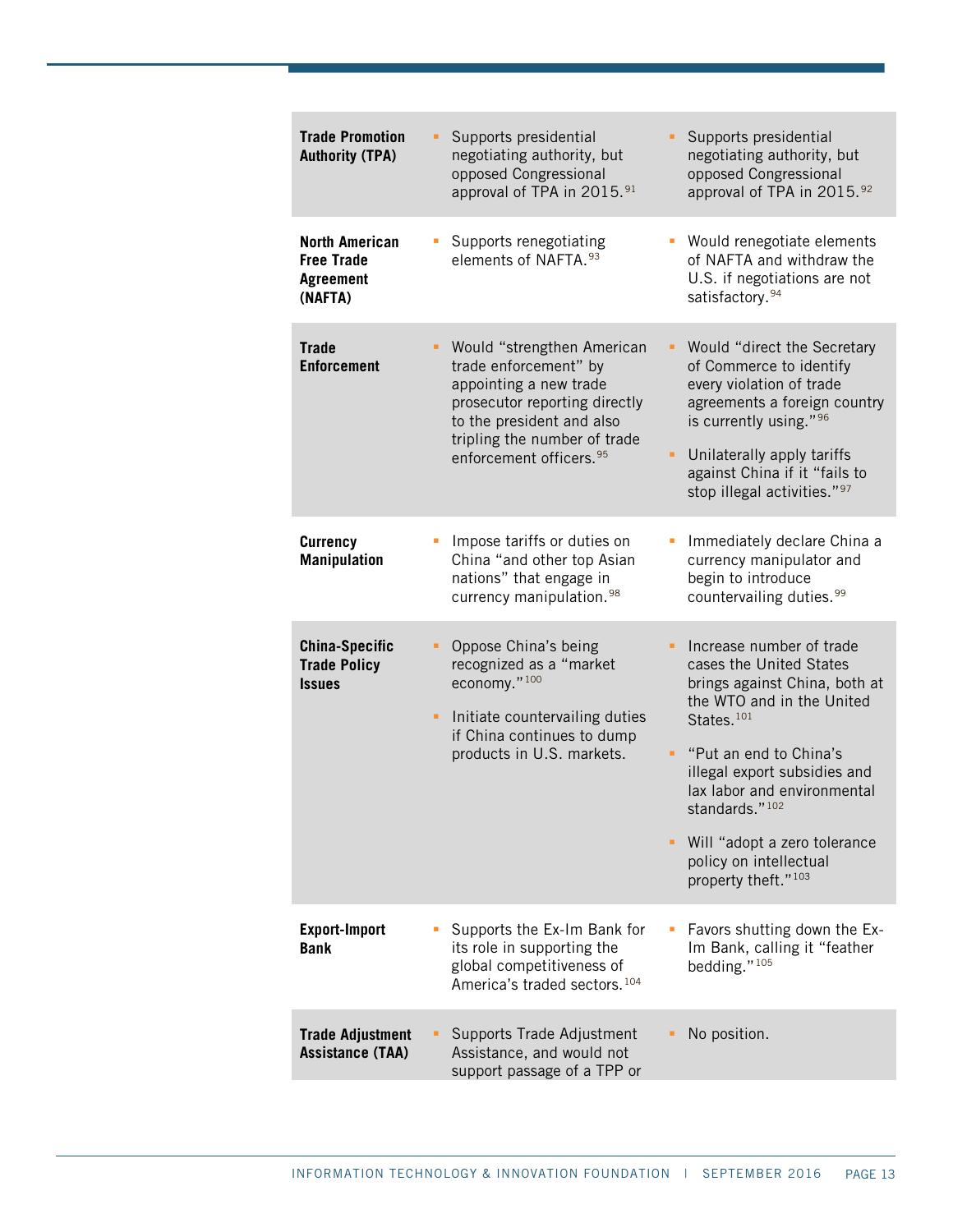| | | |
|---|---|---|
| **Trade Promotion Authority (TPA)** | ▪ Supports presidential negotiating authority, but opposed Congressional approval of TPA in 2015.[91] | ▪ Supports presidential negotiating authority, but opposed Congressional approval of TPA in 2015.[92] |
| **North American Free Trade Agreement (NAFTA)** | ▪ Supports renegotiating elements of NAFTA.[93] | ▪ Would renegotiate elements of NAFTA and withdraw the U.S. if negotiations are not satisfactory.[94] |
| **Trade Enforcement** | ▪ Would "strengthen American trade enforcement" by appointing a new trade prosecutor reporting directly to the president and also tripling the number of trade enforcement officers.[95] | ▪ Would "direct the Secretary of Commerce to identify every violation of trade agreements a foreign country is currently using."[96]<br><br>▪ Unilaterally apply tariffs against China if it "fails to stop illegal activities."[97] |
| **Currency Manipulation** | ▪ Impose tariffs or duties on China "and other top Asian nations" that engage in currency manipulation.[98] | ▪ Immediately declare China a currency manipulator and begin to introduce countervailing duties.[99] |
| **China-Specific Trade Policy Issues** | ▪ Oppose China's being recognized as a "market economy."[100]<br><br>▪ Initiate countervailing duties if China continues to dump products in U.S. markets. | ▪ Increase number of trade cases the United States brings against China, both at the WTO and in the United States.[101]<br><br>▪ "Put an end to China's illegal export subsidies and lax labor and environmental standards."[102]<br><br>▪ Will "adopt a zero tolerance policy on intellectual property theft."[103] |
| **Export-Import Bank** | ▪ Supports the Ex-Im Bank for its role in supporting the global competitiveness of America's traded sectors.[104] | ▪ Favors shutting down the Ex-Im Bank, calling it "feather bedding."[105] |
| **Trade Adjustment Assistance (TAA)** | ▪ Supports Trade Adjustment Assistance, and would not support passage of a TPP or | ▪ No position. |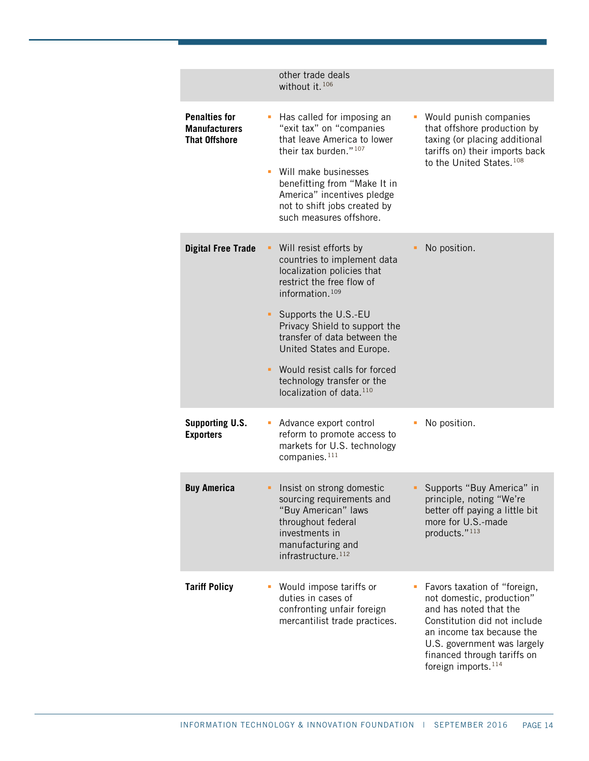| | | |
|---|---|---|
| | other trade deals without it.[106] | |
| **Penalties for Manufacturers That Offshore** | ▪ Has called for imposing an "exit tax" on "companies that leave America to lower their tax burden."[107]<br><br>▪ Will make businesses benefitting from "Make It in America" incentives pledge not to shift jobs created by such measures offshore. | ▪ Would punish companies that offshore production by taxing (or placing additional tariffs on) their imports back to the United States.[108] |
| **Digital Free Trade** | ▪ Will resist efforts by countries to implement data localization policies that restrict the free flow of information.[109]<br><br>▪ Supports the U.S.-EU Privacy Shield to support the transfer of data between the United States and Europe.<br><br>▪ Would resist calls for forced technology transfer or the localization of data.[110] | ▪ No position. |
| **Supporting U.S. Exporters** | ▪ Advance export control reform to promote access to markets for U.S. technology companies.[111] | ▪ No position. |
| **Buy America** | ▪ Insist on strong domestic sourcing requirements and "Buy American" laws throughout federal investments in manufacturing and infrastructure.[112] | ▪ Supports "Buy America" in principle, noting "We're better off paying a little bit more for U.S.-made products."[113] |
| **Tariff Policy** | ▪ Would impose tariffs or duties in cases of confronting unfair foreign mercantilist trade practices. | ▪ Favors taxation of "foreign, not domestic, production" and has noted that the Constitution did not include an income tax because the U.S. government was largely financed through tariffs on foreign imports.[114] |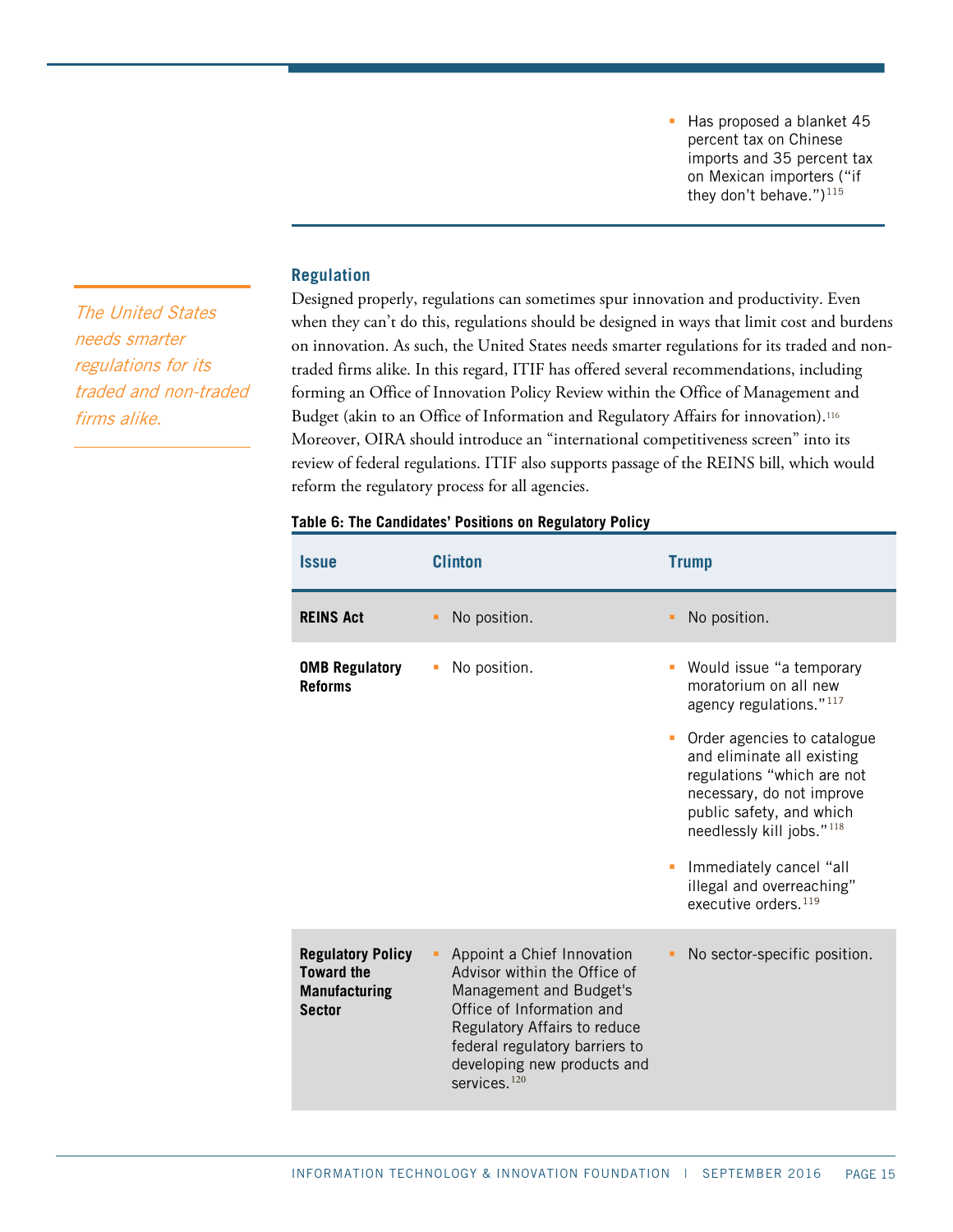- Has proposed a blanket 45 percent tax on Chinese imports and 35 percent tax on Mexican importers ("if they don't behave.")[115]

### Regulation

*The United States needs smarter regulations for its traded and non-traded firms alike.*

Designed properly, regulations can sometimes spur innovation and productivity. Even when they can't do this, regulations should be designed in ways that limit cost and burdens on innovation. As such, the United States needs smarter regulations for its traded and non-traded firms alike. In this regard, ITIF has offered several recommendations, including forming an Office of Innovation Policy Review within the Office of Management and Budget (akin to an Office of Information and Regulatory Affairs for innovation).[116] Moreover, OIRA should introduce an "international competitiveness screen" into its review of federal regulations. ITIF also supports passage of the REINS bill, which would reform the regulatory process for all agencies.

**Table 6: The Candidates' Positions on Regulatory Policy**

| Issue | Clinton | Trump |
| --- | --- | --- |
| **REINS Act** | No position. | No position. |
| **OMB Regulatory Reforms** | No position. | Would issue "a temporary moratorium on all new agency regulations."[117] <br> Order agencies to catalogue and eliminate all existing regulations "which are not necessary, do not improve public safety, and which needlessly kill jobs."[118] <br> Immediately cancel "all illegal and overreaching" executive orders.[119] |
| **Regulatory Policy Toward the Manufacturing Sector** | Appoint a Chief Innovation Advisor within the Office of Management and Budget's Office of Information and Regulatory Affairs to reduce federal regulatory barriers to developing new products and services.[120] | No sector-specific position. |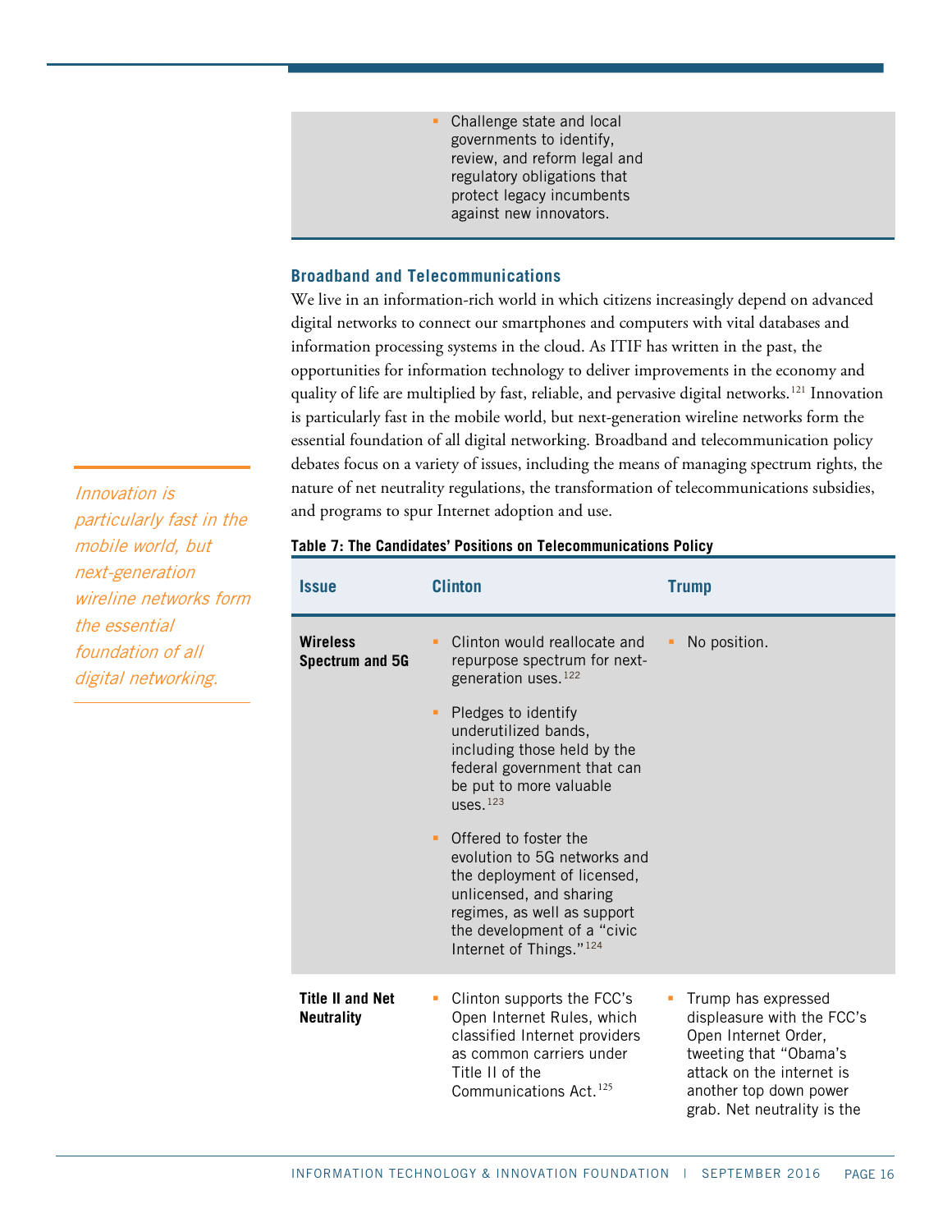| | | |
|---|---|---|
| | ▪ Challenge state and local governments to identify, review, and reform legal and regulatory obligations that protect legacy incumbents against new innovators. | |

### Broadband and Telecommunications

We live in an information-rich world in which citizens increasingly depend on advanced digital networks to connect our smartphones and computers with vital databases and information processing systems in the cloud. As ITIF has written in the past, the opportunities for information technology to deliver improvements in the economy and quality of life are multiplied by fast, reliable, and pervasive digital networks.[121] Innovation is particularly fast in the mobile world, but next-generation wireline networks form the essential foundation of all digital networking. Broadband and telecommunication policy debates focus on a variety of issues, including the means of managing spectrum rights, the nature of net neutrality regulations, the transformation of telecommunications subsidies, and programs to spur Internet adoption and use.

*Innovation is particularly fast in the mobile world, but next-generation wireline networks form the essential foundation of all digital networking.*

**Table 7: The Candidates' Positions on Telecommunications Policy**

| Issue | Clinton | Trump |
|---|---|---|
| **Wireless Spectrum and 5G** | ▪ Clinton would reallocate and repurpose spectrum for next-generation uses.[122]<br><br>▪ Pledges to identify underutilized bands, including those held by the federal government that can be put to more valuable uses.[123]<br><br>▪ Offered to foster the evolution to 5G networks and the deployment of licensed, unlicensed, and sharing regimes, as well as support the development of a "civic Internet of Things."[124] | ▪ No position. |
| **Title II and Net Neutrality** | ▪ Clinton supports the FCC's Open Internet Rules, which classified Internet providers as common carriers under Title II of the Communications Act.[125] | ▪ Trump has expressed displeasure with the FCC's Open Internet Order, tweeting that "Obama's attack on the internet is another top down power grab. Net neutrality is the |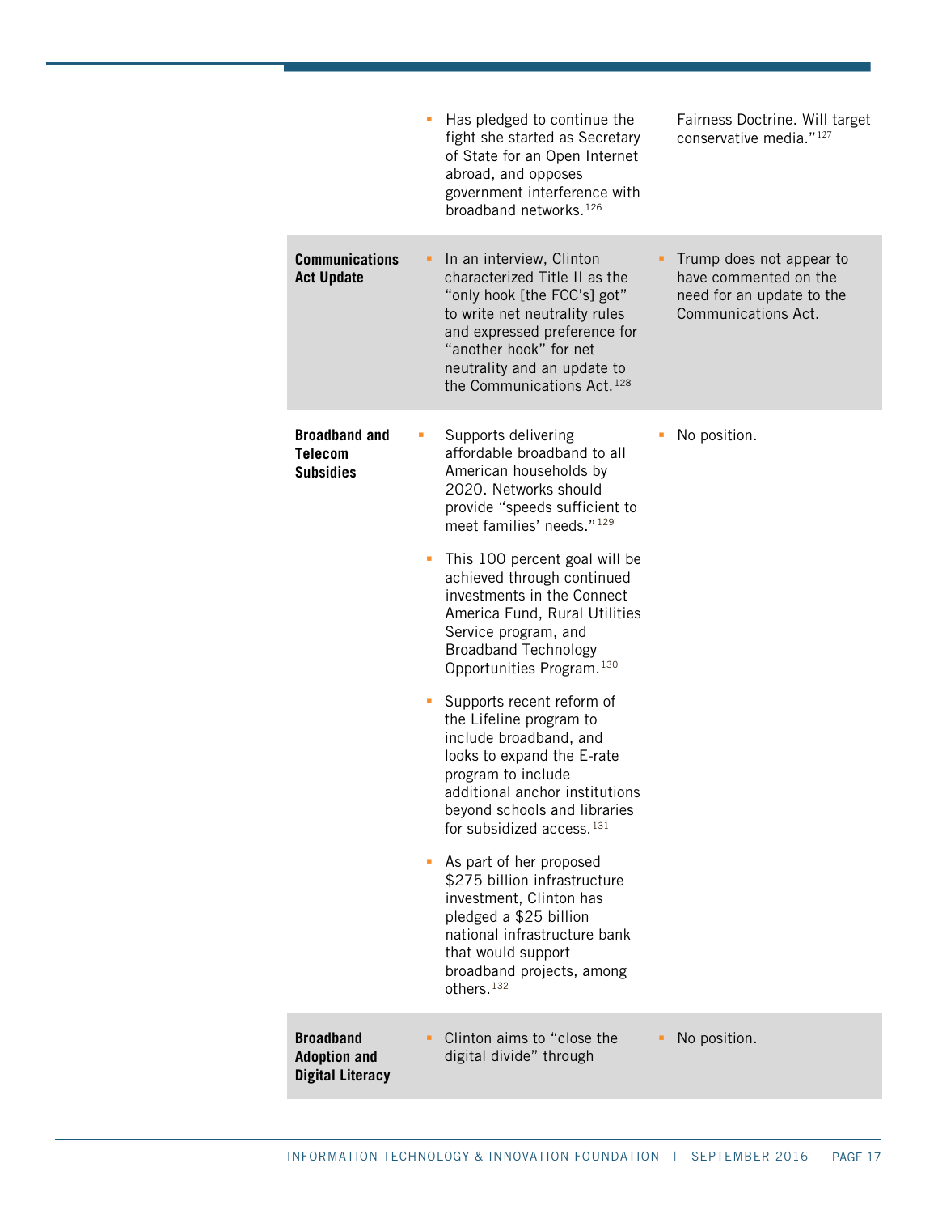| | | |
|---|---|---|
| | ▪ Has pledged to continue the fight she started as Secretary of State for an Open Internet abroad, and opposes government interference with broadband networks.[126] | Fairness Doctrine. Will target conservative media."[127] |
| **Communications Act Update** | ▪ In an interview, Clinton characterized Title II as the "only hook [the FCC's] got" to write net neutrality rules and expressed preference for "another hook" for net neutrality and an update to the Communications Act.[128] | ▪ Trump does not appear to have commented on the need for an update to the Communications Act. |
| **Broadband and Telecom Subsidies** | ▪ Supports delivering affordable broadband to all American households by 2020. Networks should provide "speeds sufficient to meet families' needs."[129]<br><br>▪ This 100 percent goal will be achieved through continued investments in the Connect America Fund, Rural Utilities Service program, and Broadband Technology Opportunities Program.[130]<br><br>▪ Supports recent reform of the Lifeline program to include broadband, and looks to expand the E-rate program to include additional anchor institutions beyond schools and libraries for subsidized access.[131]<br><br>▪ As part of her proposed $275 billion infrastructure investment, Clinton has pledged a $25 billion national infrastructure bank that would support broadband projects, among others.[132] | ▪ No position. |
| **Broadband Adoption and Digital Literacy** | ▪ Clinton aims to "close the digital divide" through | ▪ No position. |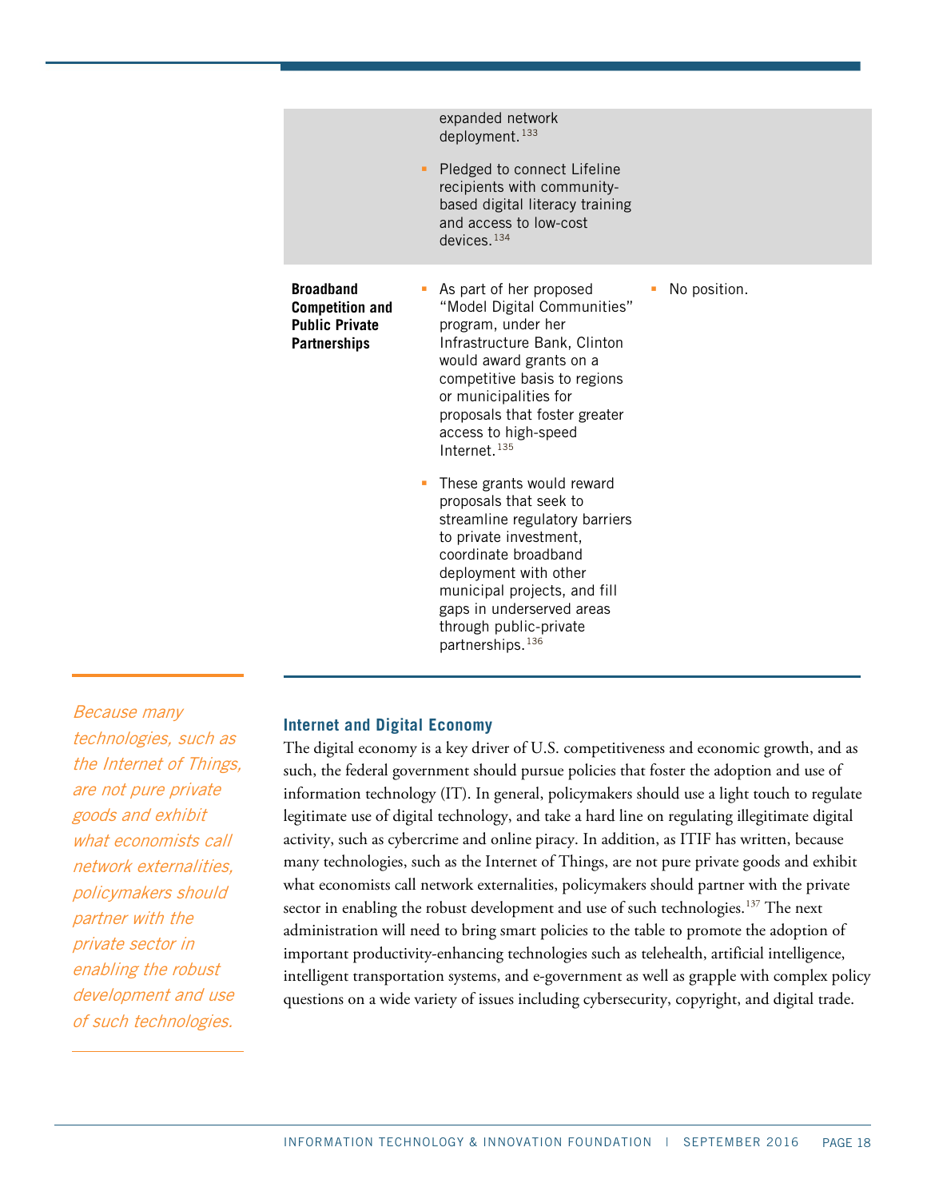| | | |
|---|---|---|
| | expanded network deployment.[133]<br><br>- Pledged to connect Lifeline recipients with community-based digital literacy training and access to low-cost devices.[134] | |
| **Broadband Competition and Public Private Partnerships** | - As part of her proposed "Model Digital Communities" program, under her Infrastructure Bank, Clinton would award grants on a competitive basis to regions or municipalities for proposals that foster greater access to high-speed Internet.[135]<br><br>- These grants would reward proposals that seek to streamline regulatory barriers to private investment, coordinate broadband deployment with other municipal projects, and fill gaps in underserved areas through public-private partnerships.[136] | - No position. |

### Internet and Digital Economy

The digital economy is a key driver of U.S. competitiveness and economic growth, and as such, the federal government should pursue policies that foster the adoption and use of information technology (IT). In general, policymakers should use a light touch to regulate legitimate use of digital technology, and take a hard line on regulating illegitimate digital activity, such as cybercrime and online piracy. In addition, as ITIF has written, because many technologies, such as the Internet of Things, are not pure private goods and exhibit what economists call network externalities, policymakers should partner with the private sector in enabling the robust development and use of such technologies.[137] The next administration will need to bring smart policies to the table to promote the adoption of important productivity-enhancing technologies such as telehealth, artificial intelligence, intelligent transportation systems, and e-government as well as grapple with complex policy questions on a wide variety of issues including cybersecurity, copyright, and digital trade.

*Because many technologies, such as the Internet of Things, are not pure private goods and exhibit what economists call network externalities, policymakers should partner with the private sector in enabling the robust development and use of such technologies.*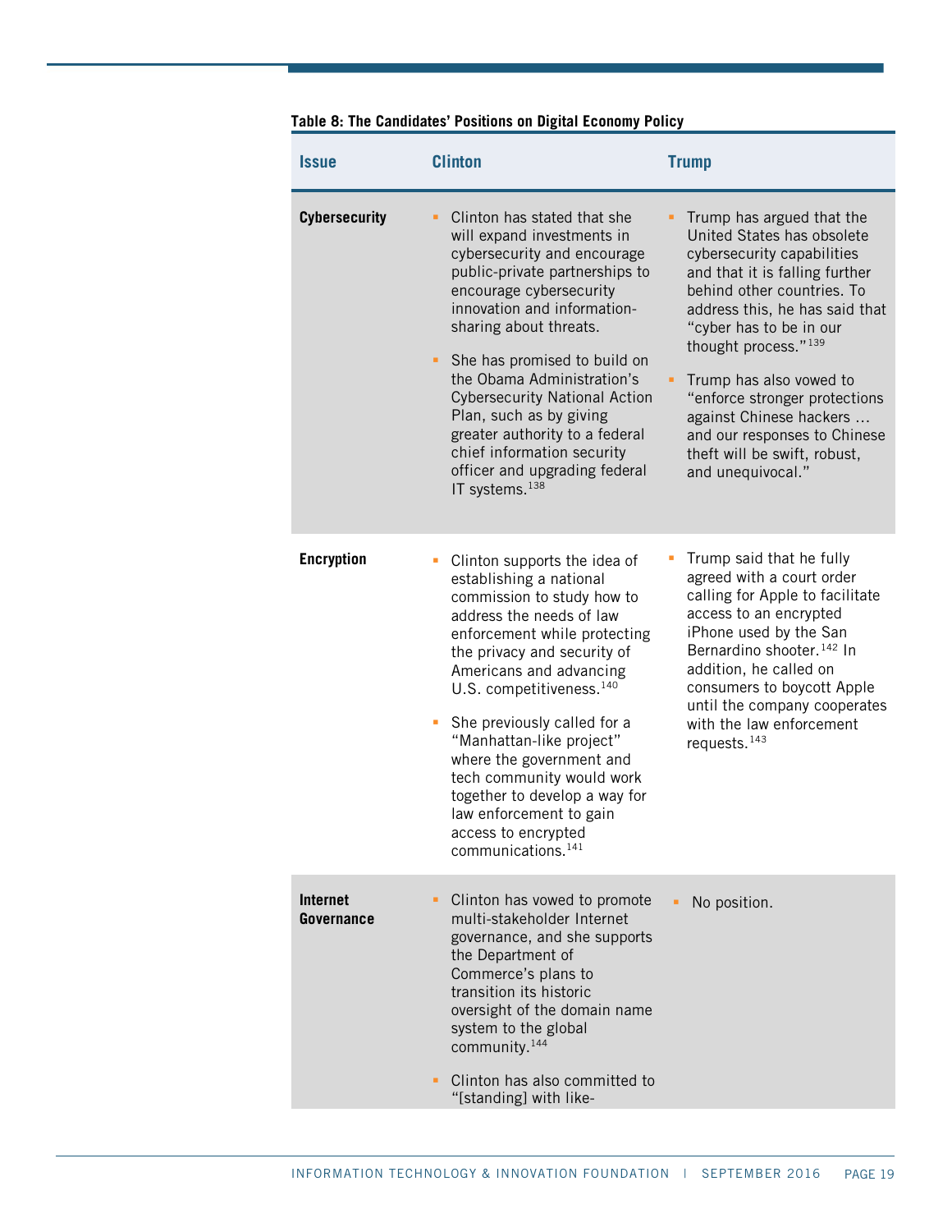**Table 8: The Candidates' Positions on Digital Economy Policy**

| Issue | Clinton | Trump |
|---|---|---|
| **Cybersecurity** | ▪ Clinton has stated that she will expand investments in cybersecurity and encourage public-private partnerships to encourage cybersecurity innovation and information-sharing about threats.<br><br>▪ She has promised to build on the Obama Administration's Cybersecurity National Action Plan, such as by giving greater authority to a federal chief information security officer and upgrading federal IT systems.[138] | ▪ Trump has argued that the United States has obsolete cybersecurity capabilities and that it is falling further behind other countries. To address this, he has said that "cyber has to be in our thought process."[139]<br><br>▪ Trump has also vowed to "enforce stronger protections against Chinese hackers … and our responses to Chinese theft will be swift, robust, and unequivocal." |
| **Encryption** | ▪ Clinton supports the idea of establishing a national commission to study how to address the needs of law enforcement while protecting the privacy and security of Americans and advancing U.S. competitiveness.[140]<br><br>▪ She previously called for a "Manhattan-like project" where the government and tech community would work together to develop a way for law enforcement to gain access to encrypted communications.[141] | ▪ Trump said that he fully agreed with a court order calling for Apple to facilitate access to an encrypted iPhone used by the San Bernardino shooter.[142] In addition, he called on consumers to boycott Apple until the company cooperates with the law enforcement requests.[143] |
| **Internet Governance** | ▪ Clinton has vowed to promote multi-stakeholder Internet governance, and she supports the Department of Commerce's plans to transition its historic oversight of the domain name system to the global community.[144]<br><br>▪ Clinton has also committed to "[standing] with like- | ▪ No position. |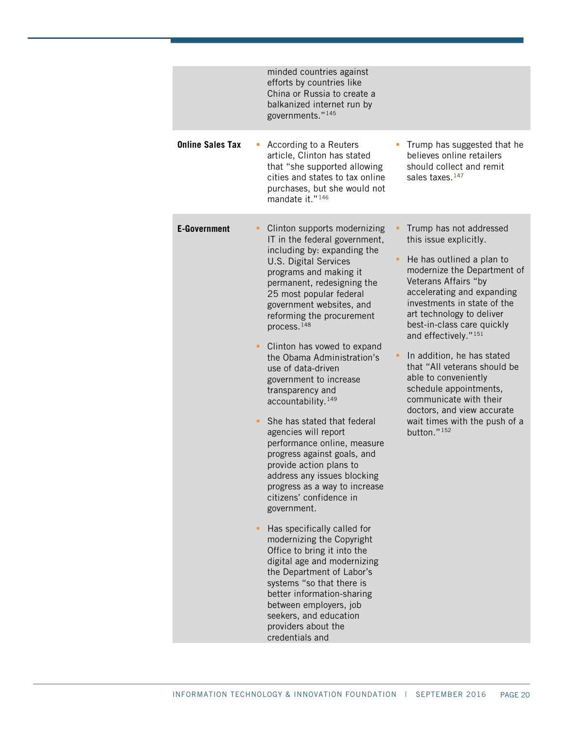| | | |
|---|---|---|
| | minded countries against efforts by countries like China or Russia to create a balkanized internet run by governments."[145] | |
| **Online Sales Tax** | ▪ According to a Reuters article, Clinton has stated that "she supported allowing cities and states to tax online purchases, but she would not mandate it."[146] | ▪ Trump has suggested that he believes online retailers should collect and remit sales taxes.[147] |
| **E-Government** | ▪ Clinton supports modernizing IT in the federal government, including by: expanding the U.S. Digital Services programs and making it permanent, redesigning the 25 most popular federal government websites, and reforming the procurement process.[148]<br><br>▪ Clinton has vowed to expand the Obama Administration's use of data-driven government to increase transparency and accountability.[149]<br><br>▪ She has stated that federal agencies will report performance online, measure progress against goals, and provide action plans to address any issues blocking progress as a way to increase citizens' confidence in government.<br><br>▪ Has specifically called for modernizing the Copyright Office to bring it into the digital age and modernizing the Department of Labor's systems "so that there is better information-sharing between employers, job seekers, and education providers about the credentials and | ▪ Trump has not addressed this issue explicitly.<br><br>▪ He has outlined a plan to modernize the Department of Veterans Affairs "by accelerating and expanding investments in state of the art technology to deliver best-in-class care quickly and effectively."[151]<br><br>▪ In addition, he has stated that "All veterans should be able to conveniently schedule appointments, communicate with their doctors, and view accurate wait times with the push of a button."[152] |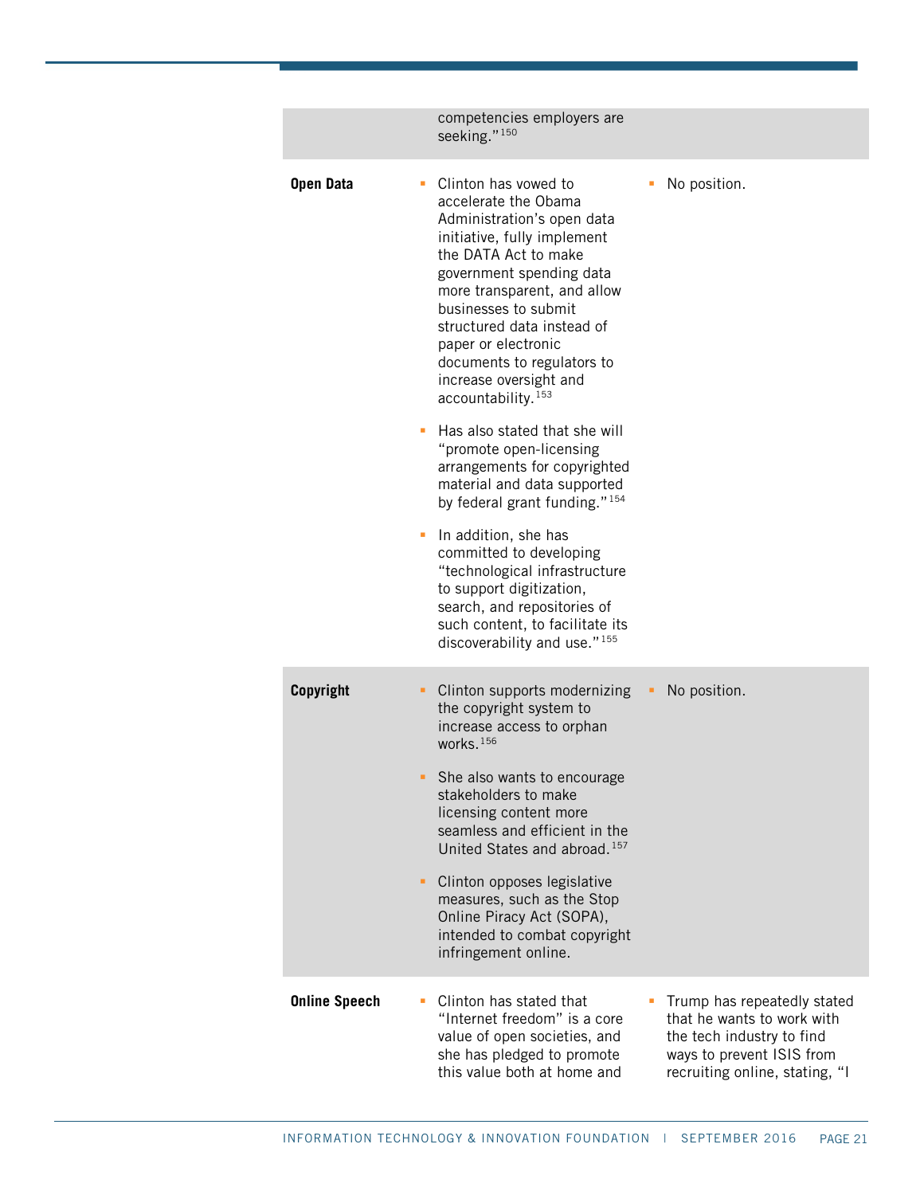| | | |
|---|---|---|
| | competencies employers are seeking."[150] | |
| **Open Data** | ▪ Clinton has vowed to accelerate the Obama Administration's open data initiative, fully implement the DATA Act to make government spending data more transparent, and allow businesses to submit structured data instead of paper or electronic documents to regulators to increase oversight and accountability.[153]<br><br>▪ Has also stated that she will "promote open-licensing arrangements for copyrighted material and data supported by federal grant funding."[154]<br><br>▪ In addition, she has committed to developing "technological infrastructure to support digitization, search, and repositories of such content, to facilitate its discoverability and use."[155] | ▪ No position. |
| **Copyright** | ▪ Clinton supports modernizing the copyright system to increase access to orphan works.[156]<br><br>▪ She also wants to encourage stakeholders to make licensing content more seamless and efficient in the United States and abroad.[157]<br><br>▪ Clinton opposes legislative measures, such as the Stop Online Piracy Act (SOPA), intended to combat copyright infringement online. | ▪ No position. |
| **Online Speech** | ▪ Clinton has stated that "Internet freedom" is a core value of open societies, and she has pledged to promote this value both at home and | ▪ Trump has repeatedly stated that he wants to work with the tech industry to find ways to prevent ISIS from recruiting online, stating, "I |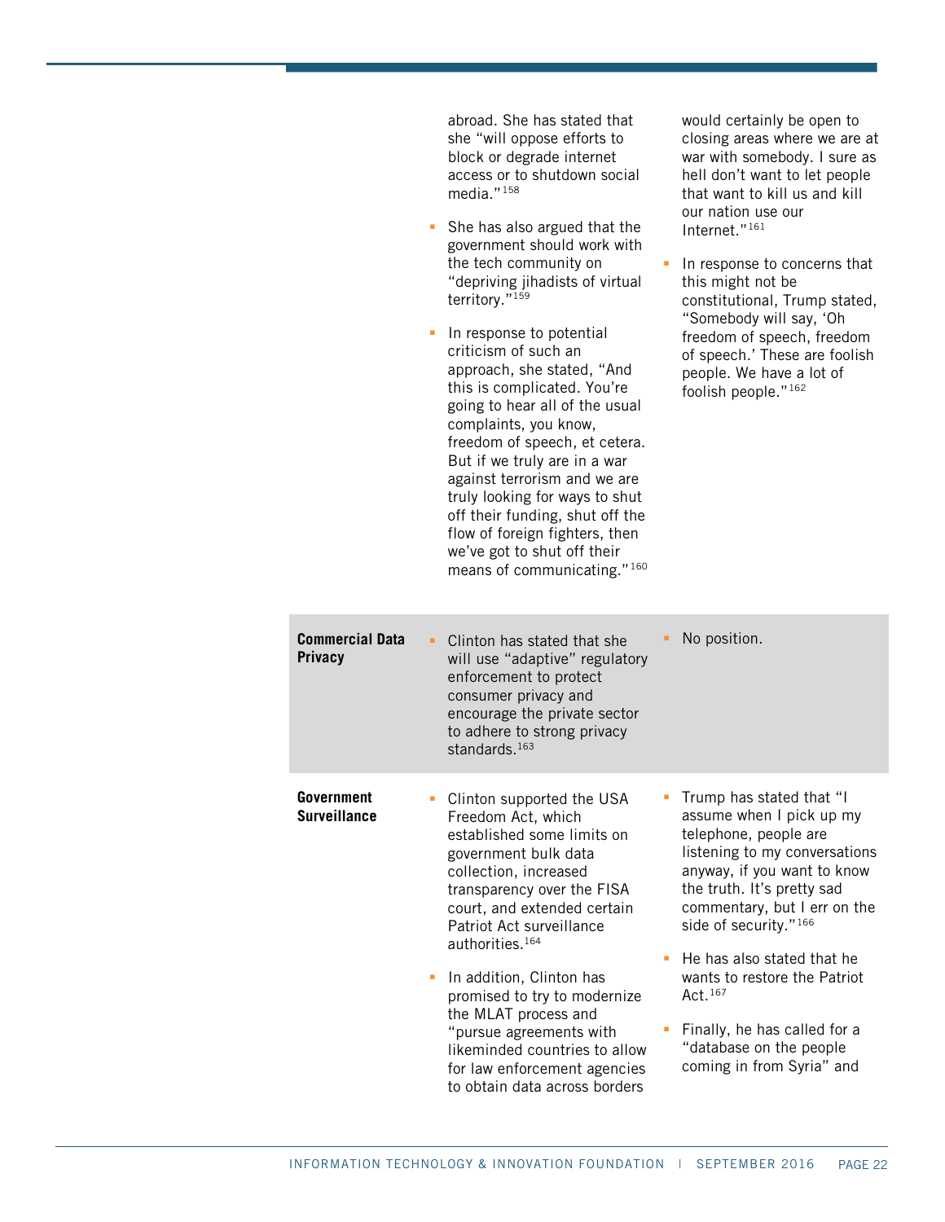| | | |
|---|---|---|
| | abroad. She has stated that she "will oppose efforts to block or degrade internet access or to shutdown social media."[158]<br><br>- She has also argued that the government should work with the tech community on "depriving jihadists of virtual territory."[159]<br><br>- In response to potential criticism of such an approach, she stated, "And this is complicated. You're going to hear all of the usual complaints, you know, freedom of speech, et cetera. But if we truly are in a war against terrorism and we are truly looking for ways to shut off their funding, shut off the flow of foreign fighters, then we've got to shut off their means of communicating."[160] | would certainly be open to closing areas where we are at war with somebody. I sure as hell don't want to let people that want to kill us and kill our nation use our Internet."[161]<br><br>- In response to concerns that this might not be constitutional, Trump stated, "Somebody will say, 'Oh freedom of speech, freedom of speech.' These are foolish people. We have a lot of foolish people."[162] |
| **Commercial Data Privacy** | - Clinton has stated that she will use "adaptive" regulatory enforcement to protect consumer privacy and encourage the private sector to adhere to strong privacy standards.[163] | - No position. |
| **Government Surveillance** | - Clinton supported the USA Freedom Act, which established some limits on government bulk data collection, increased transparency over the FISA court, and extended certain Patriot Act surveillance authorities.[164]<br><br>- In addition, Clinton has promised to try to modernize the MLAT process and "pursue agreements with likeminded countries to allow for law enforcement agencies to obtain data across borders | - Trump has stated that "I assume when I pick up my telephone, people are listening to my conversations anyway, if you want to know the truth. It's pretty sad commentary, but I err on the side of security."[166]<br><br>- He has also stated that he wants to restore the Patriot Act.[167]<br><br>- Finally, he has called for a "database on the people coming in from Syria" and |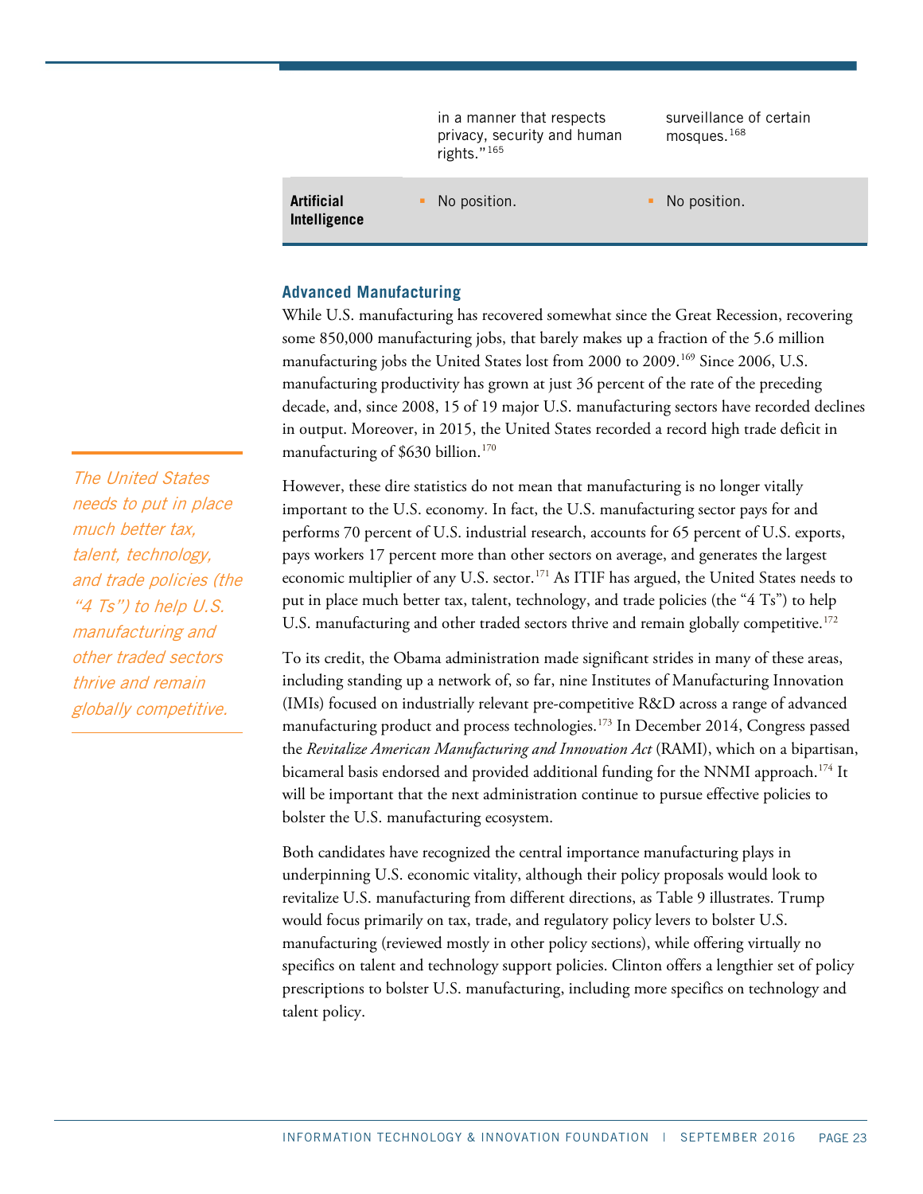| | | |
|---|---|---|
| | in a manner that respects privacy, security and human rights."[165] | surveillance of certain mosques.[168] |
| **Artificial Intelligence** | ▪ No position. | ▪ No position. |

### Advanced Manufacturing

While U.S. manufacturing has recovered somewhat since the Great Recession, recovering some 850,000 manufacturing jobs, that barely makes up a fraction of the 5.6 million manufacturing jobs the United States lost from 2000 to 2009.[169] Since 2006, U.S. manufacturing productivity has grown at just 36 percent of the rate of the preceding decade, and, since 2008, 15 of 19 major U.S. manufacturing sectors have recorded declines in output. Moreover, in 2015, the United States recorded a record high trade deficit in manufacturing of $630 billion.[170]

*The United States needs to put in place much better tax, talent, technology, and trade policies (the "4 Ts") to help U.S. manufacturing and other traded sectors thrive and remain globally competitive.*

However, these dire statistics do not mean that manufacturing is no longer vitally important to the U.S. economy. In fact, the U.S. manufacturing sector pays for and performs 70 percent of U.S. industrial research, accounts for 65 percent of U.S. exports, pays workers 17 percent more than other sectors on average, and generates the largest economic multiplier of any U.S. sector.[171] As ITIF has argued, the United States needs to put in place much better tax, talent, technology, and trade policies (the "4 Ts") to help U.S. manufacturing and other traded sectors thrive and remain globally competitive.[172]

To its credit, the Obama administration made significant strides in many of these areas, including standing up a network of, so far, nine Institutes of Manufacturing Innovation (IMIs) focused on industrially relevant pre-competitive R&D across a range of advanced manufacturing product and process technologies.[173] In December 2014, Congress passed the *Revitalize American Manufacturing and Innovation Act* (RAMI), which on a bipartisan, bicameral basis endorsed and provided additional funding for the NNMI approach.[174] It will be important that the next administration continue to pursue effective policies to bolster the U.S. manufacturing ecosystem.

Both candidates have recognized the central importance manufacturing plays in underpinning U.S. economic vitality, although their policy proposals would look to revitalize U.S. manufacturing from different directions, as Table 9 illustrates. Trump would focus primarily on tax, trade, and regulatory policy levers to bolster U.S. manufacturing (reviewed mostly in other policy sections), while offering virtually no specifics on talent and technology support policies. Clinton offers a lengthier set of policy prescriptions to bolster U.S. manufacturing, including more specifics on technology and talent policy.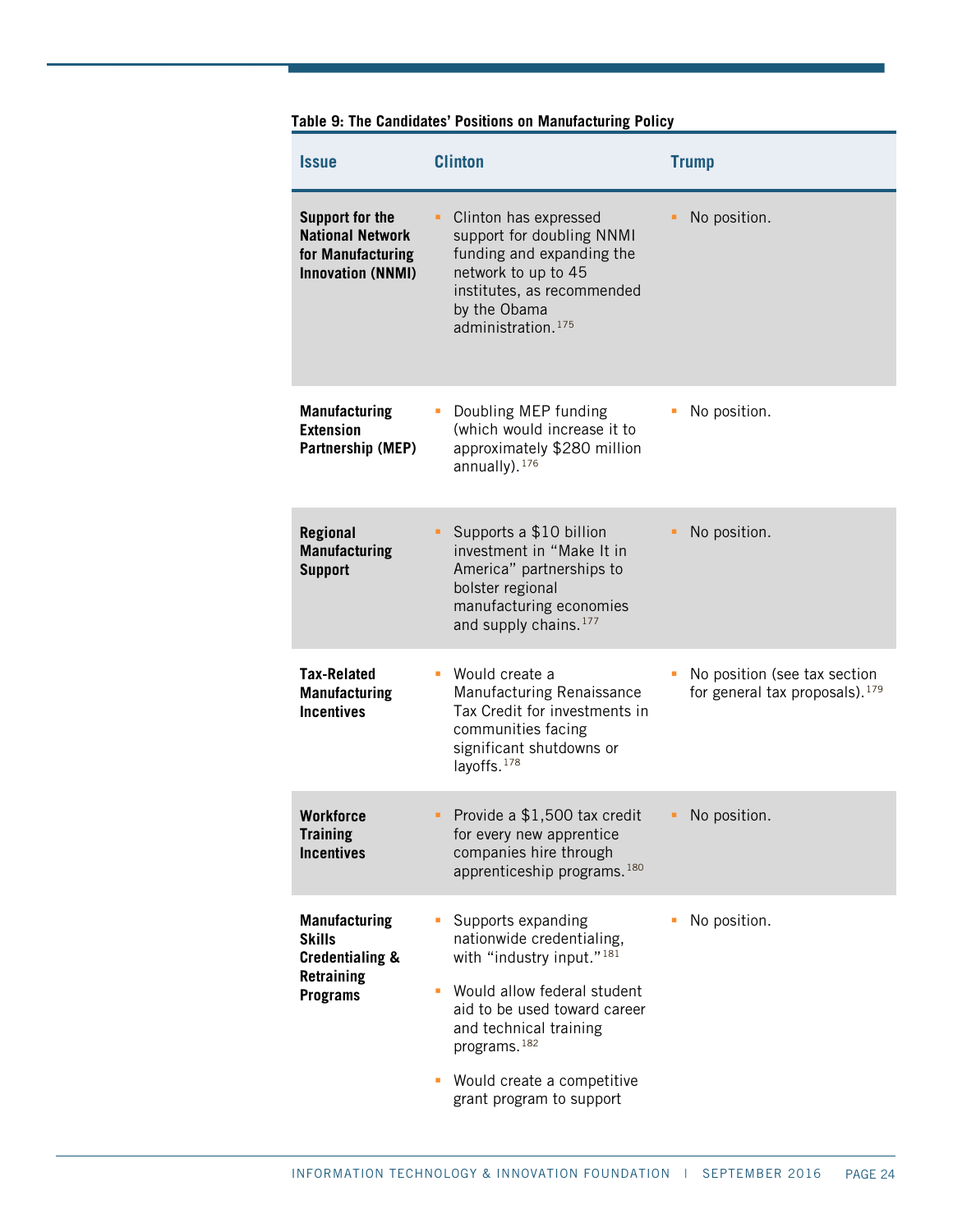**Table 9: The Candidates' Positions on Manufacturing Policy**

| Issue | Clinton | Trump |
|---|---|---|
| **Support for the National Network for Manufacturing Innovation (NNMI)** | ▪ Clinton has expressed support for doubling NNMI funding and expanding the network to up to 45 institutes, as recommended by the Obama administration.[175] | ▪ No position. |
| **Manufacturing Extension Partnership (MEP)** | ▪ Doubling MEP funding (which would increase it to approximately $280 million annually).[176] | ▪ No position. |
| **Regional Manufacturing Support** | ▪ Supports a $10 billion investment in "Make It in America" partnerships to bolster regional manufacturing economies and supply chains.[177] | ▪ No position. |
| **Tax-Related Manufacturing Incentives** | ▪ Would create a Manufacturing Renaissance Tax Credit for investments in communities facing significant shutdowns or layoffs.[178] | ▪ No position (see tax section for general tax proposals).[179] |
| **Workforce Training Incentives** | ▪ Provide a $1,500 tax credit for every new apprentice companies hire through apprenticeship programs.[180] | ▪ No position. |
| **Manufacturing Skills Credentialing & Retraining Programs** | ▪ Supports expanding nationwide credentialing, with "industry input."[181] <br> ▪ Would allow federal student aid to be used toward career and technical training programs.[182] <br> ▪ Would create a competitive grant program to support | ▪ No position. |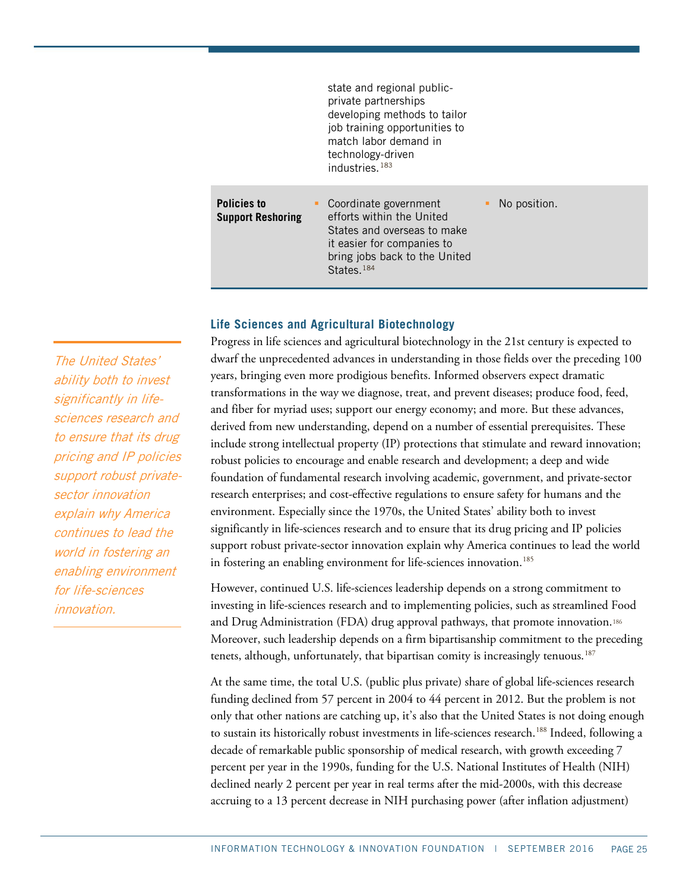| | | |
|---|---|---|
| | state and regional public-private partnerships developing methods to tailor job training opportunities to match labor demand in technology-driven industries.[183] | |
| **Policies to Support Reshoring** | ▪ Coordinate government efforts within the United States and overseas to make it easier for companies to bring jobs back to the United States.[184] | ▪ No position. |

### Life Sciences and Agricultural Biotechnology

Progress in life sciences and agricultural biotechnology in the 21st century is expected to dwarf the unprecedented advances in understanding in those fields over the preceding 100 years, bringing even more prodigious benefits. Informed observers expect dramatic transformations in the way we diagnose, treat, and prevent diseases; produce food, feed, and fiber for myriad uses; support our energy economy; and more. But these advances, derived from new understanding, depend on a number of essential prerequisites. These include strong intellectual property (IP) protections that stimulate and reward innovation; robust policies to encourage and enable research and development; a deep and wide foundation of fundamental research involving academic, government, and private-sector research enterprises; and cost-effective regulations to ensure safety for humans and the environment. Especially since the 1970s, the United States' ability both to invest significantly in life-sciences research and to ensure that its drug pricing and IP policies support robust private-sector innovation explain why America continues to lead the world in fostering an enabling environment for life-sciences innovation.[185]

*The United States' ability both to invest significantly in life-sciences research and to ensure that its drug pricing and IP policies support robust private-sector innovation explain why America continues to lead the world in fostering an enabling environment for life-sciences innovation.*

However, continued U.S. life-sciences leadership depends on a strong commitment to investing in life-sciences research and to implementing policies, such as streamlined Food and Drug Administration (FDA) drug approval pathways, that promote innovation.[186] Moreover, such leadership depends on a firm bipartisanship commitment to the preceding tenets, although, unfortunately, that bipartisan comity is increasingly tenuous.[187]

At the same time, the total U.S. (public plus private) share of global life-sciences research funding declined from 57 percent in 2004 to 44 percent in 2012. But the problem is not only that other nations are catching up, it's also that the United States is not doing enough to sustain its historically robust investments in life-sciences research.[188] Indeed, following a decade of remarkable public sponsorship of medical research, with growth exceeding 7 percent per year in the 1990s, funding for the U.S. National Institutes of Health (NIH) declined nearly 2 percent per year in real terms after the mid-2000s, with this decrease accruing to a 13 percent decrease in NIH purchasing power (after inflation adjustment)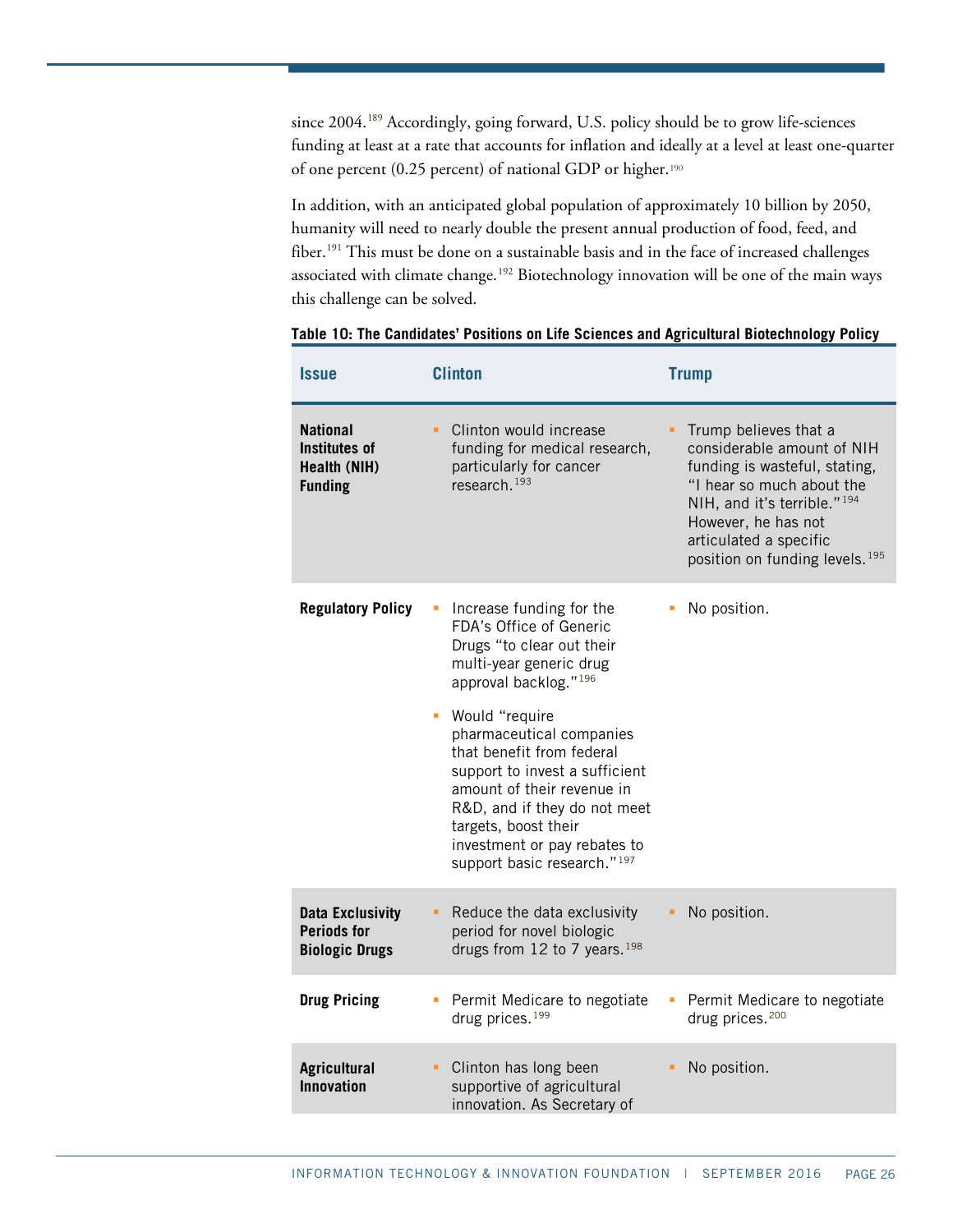since 2004.[189] Accordingly, going forward, U.S. policy should be to grow life-sciences funding at least at a rate that accounts for inflation and ideally at a level at least one-quarter of one percent (0.25 percent) of national GDP or higher.[190]

In addition, with an anticipated global population of approximately 10 billion by 2050, humanity will need to nearly double the present annual production of food, feed, and fiber.[191] This must be done on a sustainable basis and in the face of increased challenges associated with climate change.[192] Biotechnology innovation will be one of the main ways this challenge can be solved.

**Table 10: The Candidates' Positions on Life Sciences and Agricultural Biotechnology Policy**

| Issue | Clinton | Trump |
|---|---|---|
| **National Institutes of Health (NIH) Funding** | Clinton would increase funding for medical research, particularly for cancer research.[193] | Trump believes that a considerable amount of NIH funding is wasteful, stating, "I hear so much about the NIH, and it's terrible."[194] However, he has not articulated a specific position on funding levels.[195] |
| **Regulatory Policy** | Increase funding for the FDA's Office of Generic Drugs "to clear out their multi-year generic drug approval backlog."[196]<br><br>Would "require pharmaceutical companies that benefit from federal support to invest a sufficient amount of their revenue in R&D, and if they do not meet targets, boost their investment or pay rebates to support basic research."[197] | No position. |
| **Data Exclusivity Periods for Biologic Drugs** | Reduce the data exclusivity period for novel biologic drugs from 12 to 7 years.[198] | No position. |
| **Drug Pricing** | Permit Medicare to negotiate drug prices.[199] | Permit Medicare to negotiate drug prices.[200] |
| **Agricultural Innovation** | Clinton has long been supportive of agricultural innovation. As Secretary of | No position. |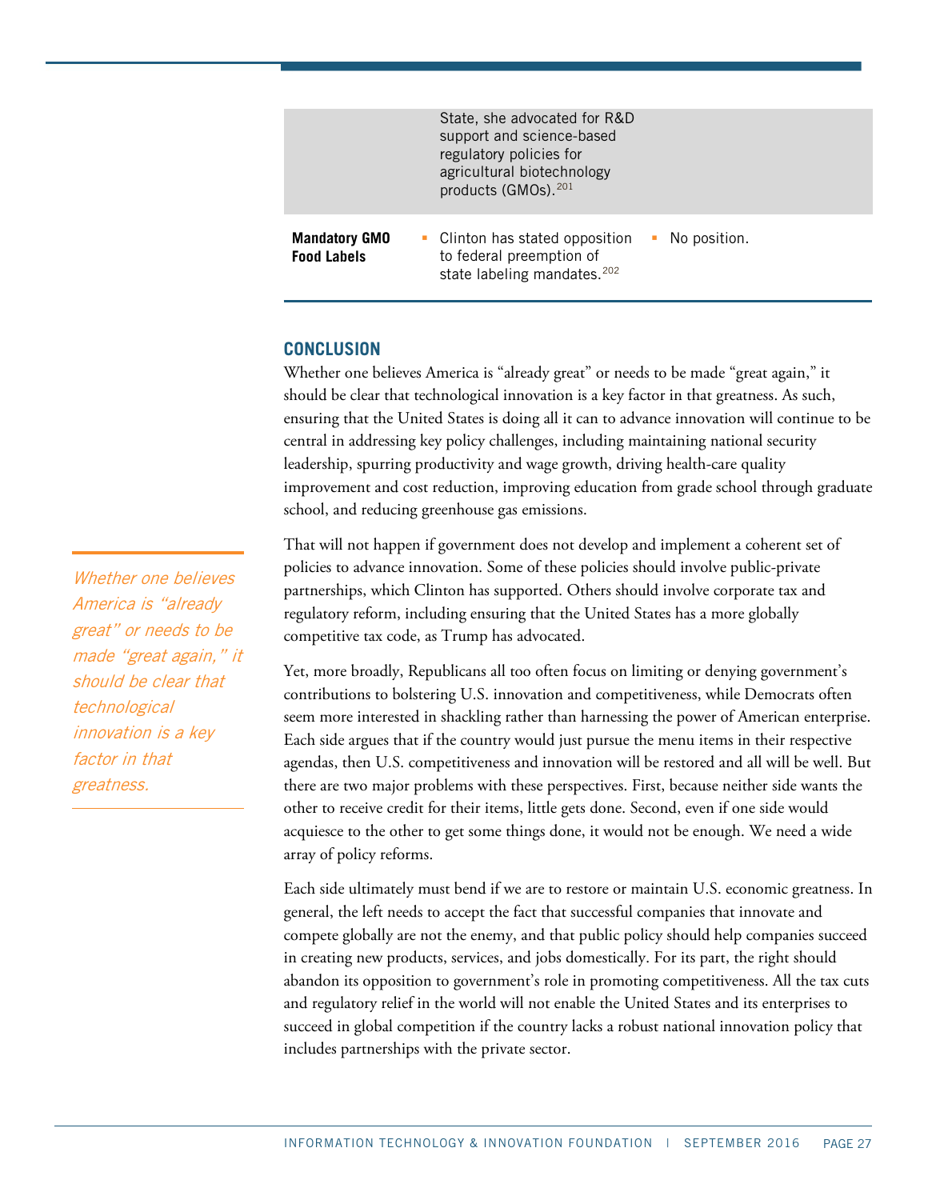| | | |
|---|---|---|
| | State, she advocated for R&D support and science-based regulatory policies for agricultural biotechnology products (GMOs).[201] | |
| **Mandatory GMO Food Labels** | ▪ Clinton has stated opposition to federal preemption of state labeling mandates.[202] | ▪ No position. |

## CONCLUSION

Whether one believes America is "already great" or needs to be made "great again," it should be clear that technological innovation is a key factor in that greatness. As such, ensuring that the United States is doing all it can to advance innovation will continue to be central in addressing key policy challenges, including maintaining national security leadership, spurring productivity and wage growth, driving health-care quality improvement and cost reduction, improving education from grade school through graduate school, and reducing greenhouse gas emissions.

*Whether one believes America is "already great" or needs to be made "great again," it should be clear that technological innovation is a key factor in that greatness.*

That will not happen if government does not develop and implement a coherent set of policies to advance innovation. Some of these policies should involve public-private partnerships, which Clinton has supported. Others should involve corporate tax and regulatory reform, including ensuring that the United States has a more globally competitive tax code, as Trump has advocated.

Yet, more broadly, Republicans all too often focus on limiting or denying government's contributions to bolstering U.S. innovation and competitiveness, while Democrats often seem more interested in shackling rather than harnessing the power of American enterprise. Each side argues that if the country would just pursue the menu items in their respective agendas, then U.S. competitiveness and innovation will be restored and all will be well. But there are two major problems with these perspectives. First, because neither side wants the other to receive credit for their items, little gets done. Second, even if one side would acquiesce to the other to get some things done, it would not be enough. We need a wide array of policy reforms.

Each side ultimately must bend if we are to restore or maintain U.S. economic greatness. In general, the left needs to accept the fact that successful companies that innovate and compete globally are not the enemy, and that public policy should help companies succeed in creating new products, services, and jobs domestically. For its part, the right should abandon its opposition to government's role in promoting competitiveness. All the tax cuts and regulatory relief in the world will not enable the United States and its enterprises to succeed in global competition if the country lacks a robust national innovation policy that includes partnerships with the private sector.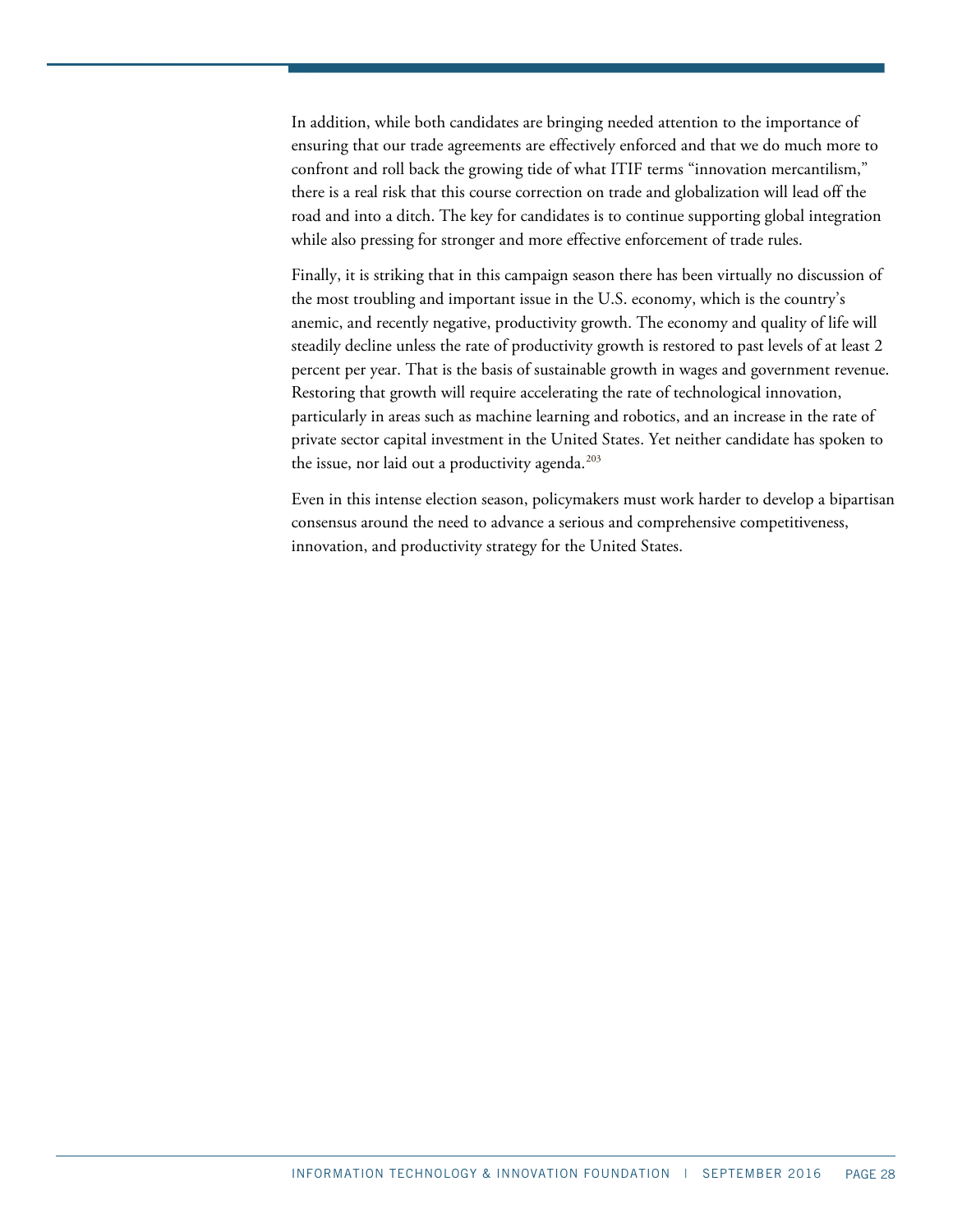In addition, while both candidates are bringing needed attention to the importance of ensuring that our trade agreements are effectively enforced and that we do much more to confront and roll back the growing tide of what ITIF terms "innovation mercantilism," there is a real risk that this course correction on trade and globalization will lead off the road and into a ditch. The key for candidates is to continue supporting global integration while also pressing for stronger and more effective enforcement of trade rules.

Finally, it is striking that in this campaign season there has been virtually no discussion of the most troubling and important issue in the U.S. economy, which is the country's anemic, and recently negative, productivity growth. The economy and quality of life will steadily decline unless the rate of productivity growth is restored to past levels of at least 2 percent per year. That is the basis of sustainable growth in wages and government revenue. Restoring that growth will require accelerating the rate of technological innovation, particularly in areas such as machine learning and robotics, and an increase in the rate of private sector capital investment in the United States. Yet neither candidate has spoken to the issue, nor laid out a productivity agenda.[203]

Even in this intense election season, policymakers must work harder to develop a bipartisan consensus around the need to advance a serious and comprehensive competitiveness, innovation, and productivity strategy for the United States.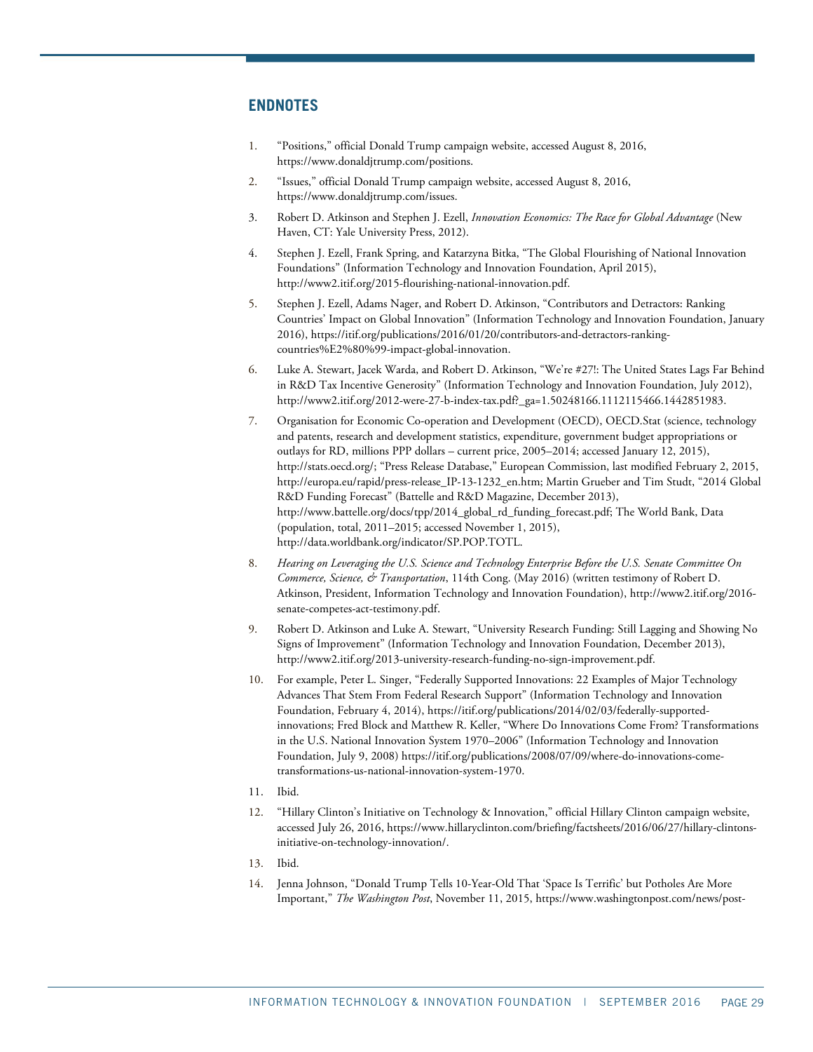## ENDNOTES

1. "Positions," official Donald Trump campaign website, accessed August 8, 2016, https://www.donaldjtrump.com/positions.
2. "Issues," official Donald Trump campaign website, accessed August 8, 2016, https://www.donaldjtrump.com/issues.
3. Robert D. Atkinson and Stephen J. Ezell, *Innovation Economics: The Race for Global Advantage* (New Haven, CT: Yale University Press, 2012).
4. Stephen J. Ezell, Frank Spring, and Katarzyna Bitka, "The Global Flourishing of National Innovation Foundations" (Information Technology and Innovation Foundation, April 2015), http://www2.itif.org/2015-flourishing-national-innovation.pdf.
5. Stephen J. Ezell, Adams Nager, and Robert D. Atkinson, "Contributors and Detractors: Ranking Countries' Impact on Global Innovation" (Information Technology and Innovation Foundation, January 2016), https://itif.org/publications/2016/01/20/contributors-and-detractors-ranking-countries%E2%80%99-impact-global-innovation.
6. Luke A. Stewart, Jacek Warda, and Robert D. Atkinson, "We're #27!: The United States Lags Far Behind in R&D Tax Incentive Generosity" (Information Technology and Innovation Foundation, July 2012), http://www2.itif.org/2012-were-27-b-index-tax.pdf?_ga=1.50248166.1112115466.1442851983.
7. Organisation for Economic Co-operation and Development (OECD), OECD.Stat (science, technology and patents, research and development statistics, expenditure, government budget appropriations or outlays for RD, millions PPP dollars – current price, 2005–2014; accessed January 12, 2015), http://stats.oecd.org/; "Press Release Database," European Commission, last modified February 2, 2015, http://europa.eu/rapid/press-release_IP-13-1232_en.htm; Martin Grueber and Tim Studt, "2014 Global R&D Funding Forecast" (Battelle and R&D Magazine, December 2013), http://www.battelle.org/docs/tpp/2014_global_rd_funding_forecast.pdf; The World Bank, Data (population, total, 2011–2015; accessed November 1, 2015), http://data.worldbank.org/indicator/SP.POP.TOTL.
8. *Hearing on Leveraging the U.S. Science and Technology Enterprise Before the U.S. Senate Committee On Commerce, Science, & Transportation*, 114th Cong. (May 2016) (written testimony of Robert D. Atkinson, President, Information Technology and Innovation Foundation), http://www2.itif.org/2016-senate-competes-act-testimony.pdf.
9. Robert D. Atkinson and Luke A. Stewart, "University Research Funding: Still Lagging and Showing No Signs of Improvement" (Information Technology and Innovation Foundation, December 2013), http://www2.itif.org/2013-university-research-funding-no-sign-improvement.pdf.
10. For example, Peter L. Singer, "Federally Supported Innovations: 22 Examples of Major Technology Advances That Stem From Federal Research Support" (Information Technology and Innovation Foundation, February 4, 2014), https://itif.org/publications/2014/02/03/federally-supported-innovations; Fred Block and Matthew R. Keller, "Where Do Innovations Come From? Transformations in the U.S. National Innovation System 1970–2006" (Information Technology and Innovation Foundation, July 9, 2008) https://itif.org/publications/2008/07/09/where-do-innovations-come-transformations-us-national-innovation-system-1970.
11. Ibid.
12. "Hillary Clinton's Initiative on Technology & Innovation," official Hillary Clinton campaign website, accessed July 26, 2016, https://www.hillaryclinton.com/briefing/factsheets/2016/06/27/hillary-clintons-initiative-on-technology-innovation/.
13. Ibid.
14. Jenna Johnson, "Donald Trump Tells 10-Year-Old That 'Space Is Terrific' but Potholes Are More Important," *The Washington Post*, November 11, 2015, https://www.washingtonpost.com/news/post-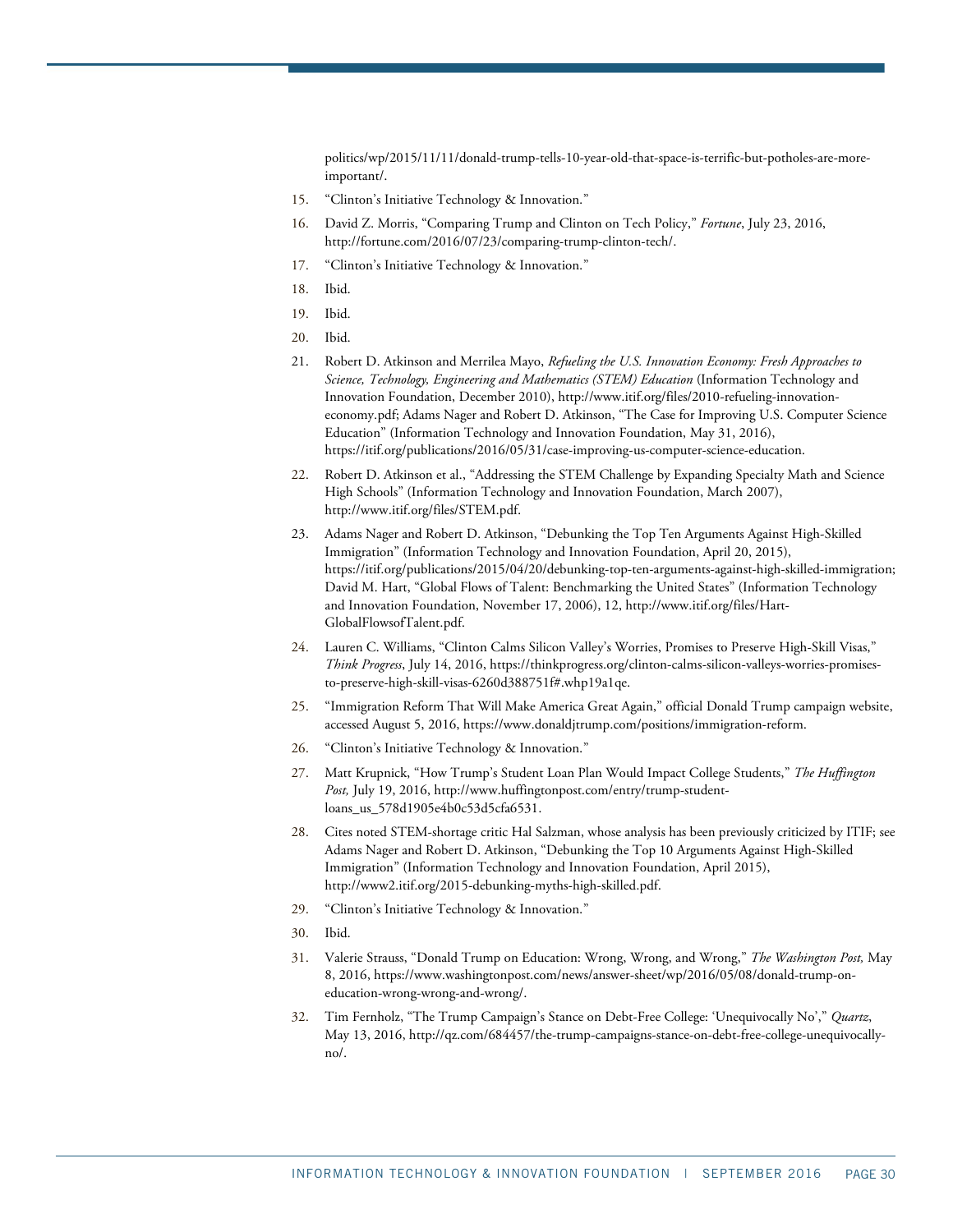politics/wp/2015/11/11/donald-trump-tells-10-year-old-that-space-is-terrific-but-potholes-are-more-important/.

15. "Clinton's Initiative Technology & Innovation."
16. David Z. Morris, "Comparing Trump and Clinton on Tech Policy," *Fortune*, July 23, 2016, http://fortune.com/2016/07/23/comparing-trump-clinton-tech/.
17. "Clinton's Initiative Technology & Innovation."
18. Ibid.
19. Ibid.
20. Ibid.
21. Robert D. Atkinson and Merrilea Mayo, *Refueling the U.S. Innovation Economy: Fresh Approaches to Science, Technology, Engineering and Mathematics (STEM) Education* (Information Technology and Innovation Foundation, December 2010), http://www.itif.org/files/2010-refueling-innovation-economy.pdf; Adams Nager and Robert D. Atkinson, "The Case for Improving U.S. Computer Science Education" (Information Technology and Innovation Foundation, May 31, 2016), https://itif.org/publications/2016/05/31/case-improving-us-computer-science-education.
22. Robert D. Atkinson et al., "Addressing the STEM Challenge by Expanding Specialty Math and Science High Schools" (Information Technology and Innovation Foundation, March 2007), http://www.itif.org/files/STEM.pdf.
23. Adams Nager and Robert D. Atkinson, "Debunking the Top Ten Arguments Against High-Skilled Immigration" (Information Technology and Innovation Foundation, April 20, 2015), https://itif.org/publications/2015/04/20/debunking-top-ten-arguments-against-high-skilled-immigration; David M. Hart, "Global Flows of Talent: Benchmarking the United States" (Information Technology and Innovation Foundation, November 17, 2006), 12, http://www.itif.org/files/Hart-GlobalFlowsofTalent.pdf.
24. Lauren C. Williams, "Clinton Calms Silicon Valley's Worries, Promises to Preserve High-Skill Visas," *Think Progress*, July 14, 2016, https://thinkprogress.org/clinton-calms-silicon-valleys-worries-promises-to-preserve-high-skill-visas-6260d388751f#.whp19a1qe.
25. "Immigration Reform That Will Make America Great Again," official Donald Trump campaign website, accessed August 5, 2016, https://www.donaldjtrump.com/positions/immigration-reform.
26. "Clinton's Initiative Technology & Innovation."
27. Matt Krupnick, "How Trump's Student Loan Plan Would Impact College Students," *The Huffington Post,* July 19, 2016, http://www.huffingtonpost.com/entry/trump-student-loans_us_578d1905e4b0c53d5cfa6531.
28. Cites noted STEM-shortage critic Hal Salzman, whose analysis has been previously criticized by ITIF; see Adams Nager and Robert D. Atkinson, "Debunking the Top 10 Arguments Against High-Skilled Immigration" (Information Technology and Innovation Foundation, April 2015), http://www2.itif.org/2015-debunking-myths-high-skilled.pdf.
29. "Clinton's Initiative Technology & Innovation."
30. Ibid.
31. Valerie Strauss, "Donald Trump on Education: Wrong, Wrong, and Wrong," *The Washington Post,* May 8, 2016, https://www.washingtonpost.com/news/answer-sheet/wp/2016/05/08/donald-trump-on-education-wrong-wrong-and-wrong/.
32. Tim Fernholz, "The Trump Campaign's Stance on Debt-Free College: 'Unequivocally No'," *Quartz*, May 13, 2016, http://qz.com/684457/the-trump-campaigns-stance-on-debt-free-college-unequivocally-no/.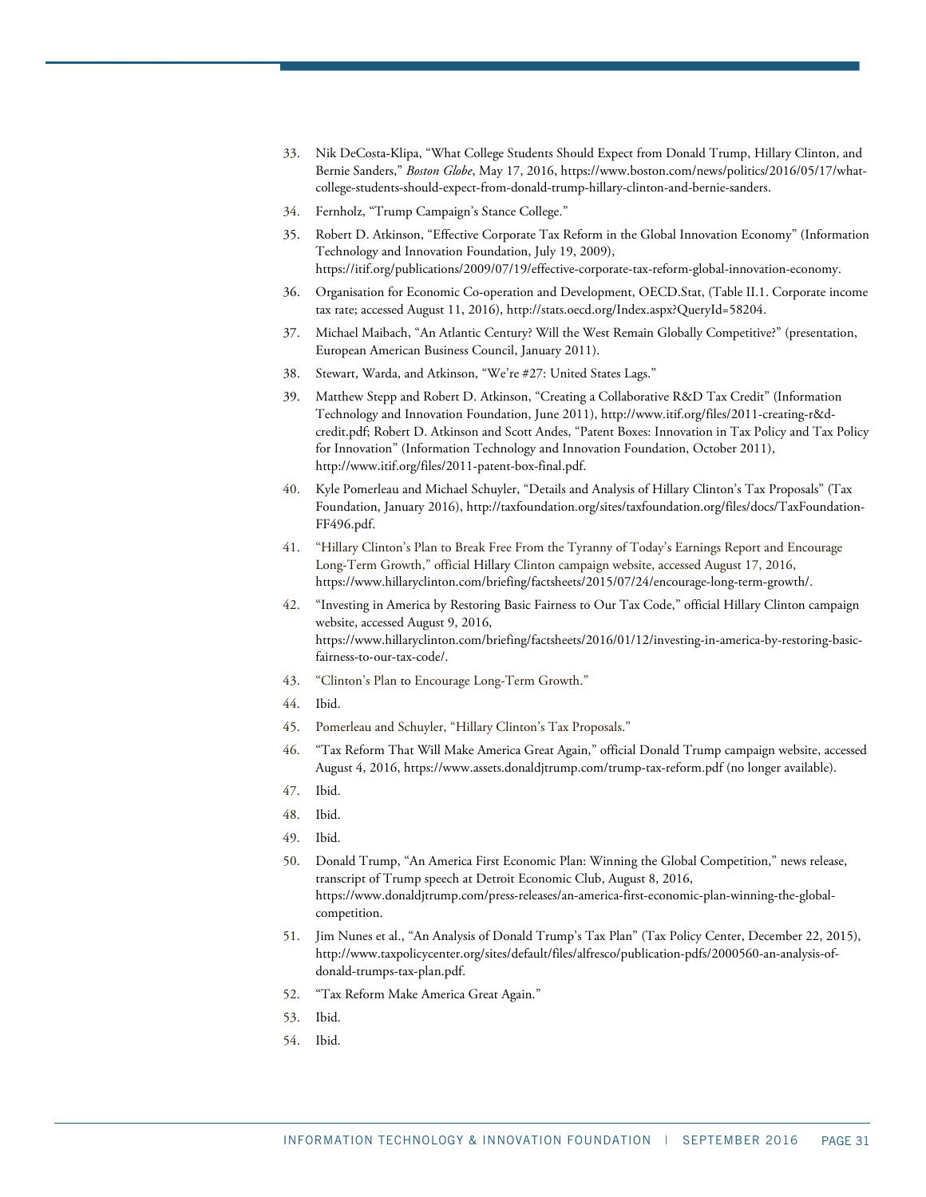33. Nik DeCosta-Klipa, "What College Students Should Expect from Donald Trump, Hillary Clinton, and Bernie Sanders," *Boston Globe*, May 17, 2016, https://www.boston.com/news/politics/2016/05/17/what-college-students-should-expect-from-donald-trump-hillary-clinton-and-bernie-sanders.

34. Fernholz, "Trump Campaign's Stance College."

35. Robert D. Atkinson, "Effective Corporate Tax Reform in the Global Innovation Economy" (Information Technology and Innovation Foundation, July 19, 2009), https://itif.org/publications/2009/07/19/effective-corporate-tax-reform-global-innovation-economy.

36. Organisation for Economic Co-operation and Development, OECD.Stat, (Table II.1. Corporate income tax rate; accessed August 11, 2016), http://stats.oecd.org/Index.aspx?QueryId=58204.

37. Michael Maibach, "An Atlantic Century? Will the West Remain Globally Competitive?" (presentation, European American Business Council, January 2011).

38. Stewart, Warda, and Atkinson, "We're #27: United States Lags."

39. Matthew Stepp and Robert D. Atkinson, "Creating a Collaborative R&D Tax Credit" (Information Technology and Innovation Foundation, June 2011), http://www.itif.org/files/2011-creating-r&d-credit.pdf; Robert D. Atkinson and Scott Andes, "Patent Boxes: Innovation in Tax Policy and Tax Policy for Innovation" (Information Technology and Innovation Foundation, October 2011), http://www.itif.org/files/2011-patent-box-final.pdf.

40. Kyle Pomerleau and Michael Schuyler, "Details and Analysis of Hillary Clinton's Tax Proposals" (Tax Foundation, January 2016), http://taxfoundation.org/sites/taxfoundation.org/files/docs/TaxFoundation-FF496.pdf.

41. "Hillary Clinton's Plan to Break Free From the Tyranny of Today's Earnings Report and Encourage Long-Term Growth," official Hillary Clinton campaign website, accessed August 17, 2016, https://www.hillaryclinton.com/briefing/factsheets/2015/07/24/encourage-long-term-growth/.

42. "Investing in America by Restoring Basic Fairness to Our Tax Code," official Hillary Clinton campaign website, accessed August 9, 2016, https://www.hillaryclinton.com/briefing/factsheets/2016/01/12/investing-in-america-by-restoring-basic-fairness-to-our-tax-code/.

43. "Clinton's Plan to Encourage Long-Term Growth."

44. Ibid.

45. Pomerleau and Schuyler, "Hillary Clinton's Tax Proposals."

46. "Tax Reform That Will Make America Great Again," official Donald Trump campaign website, accessed August 4, 2016, https://www.assets.donaldjtrump.com/trump-tax-reform.pdf (no longer available).

47. Ibid.

48. Ibid.

49. Ibid.

50. Donald Trump, "An America First Economic Plan: Winning the Global Competition," news release, transcript of Trump speech at Detroit Economic Club, August 8, 2016, https://www.donaldjtrump.com/press-releases/an-america-first-economic-plan-winning-the-global-competition.

51. Jim Nunes et al., "An Analysis of Donald Trump's Tax Plan" (Tax Policy Center, December 22, 2015), http://www.taxpolicycenter.org/sites/default/files/alfresco/publication-pdfs/2000560-an-analysis-of-donald-trumps-tax-plan.pdf.

52. "Tax Reform Make America Great Again."

53. Ibid.

54. Ibid.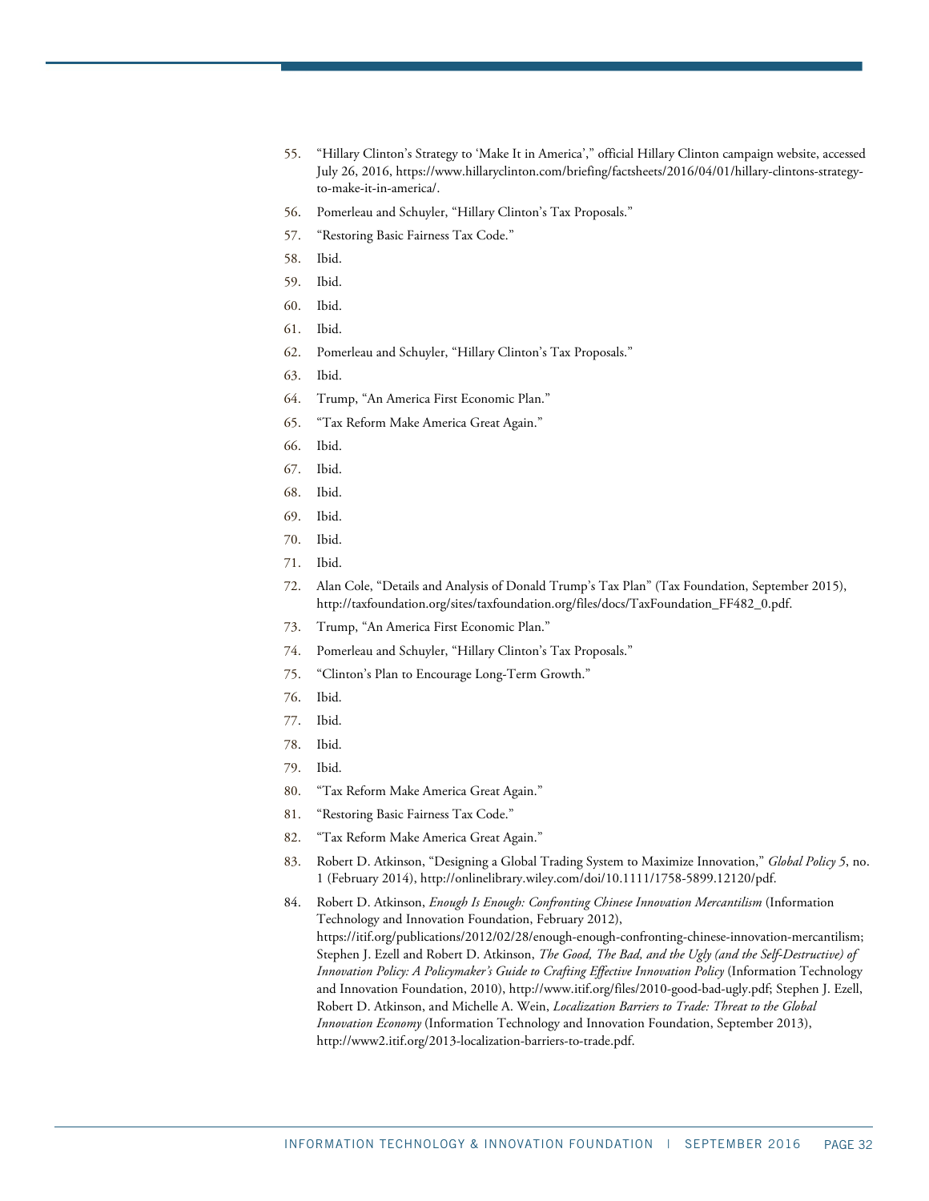55. "Hillary Clinton's Strategy to 'Make It in America'," official Hillary Clinton campaign website, accessed July 26, 2016, https://www.hillaryclinton.com/briefing/factsheets/2016/04/01/hillary-clintons-strategy-to-make-it-in-america/.
56. Pomerleau and Schuyler, "Hillary Clinton's Tax Proposals."
57. "Restoring Basic Fairness Tax Code."
58. Ibid.
59. Ibid.
60. Ibid.
61. Ibid.
62. Pomerleau and Schuyler, "Hillary Clinton's Tax Proposals."
63. Ibid.
64. Trump, "An America First Economic Plan."
65. "Tax Reform Make America Great Again."
66. Ibid.
67. Ibid.
68. Ibid.
69. Ibid.
70. Ibid.
71. Ibid.
72. Alan Cole, "Details and Analysis of Donald Trump's Tax Plan" (Tax Foundation, September 2015), http://taxfoundation.org/sites/taxfoundation.org/files/docs/TaxFoundation_FF482_0.pdf.
73. Trump, "An America First Economic Plan."
74. Pomerleau and Schuyler, "Hillary Clinton's Tax Proposals."
75. "Clinton's Plan to Encourage Long-Term Growth."
76. Ibid.
77. Ibid.
78. Ibid.
79. Ibid.
80. "Tax Reform Make America Great Again."
81. "Restoring Basic Fairness Tax Code."
82. "Tax Reform Make America Great Again."
83. Robert D. Atkinson, "Designing a Global Trading System to Maximize Innovation," *Global Policy 5*, no. 1 (February 2014), http://onlinelibrary.wiley.com/doi/10.1111/1758-5899.12120/pdf.
84. Robert D. Atkinson, *Enough Is Enough: Confronting Chinese Innovation Mercantilism* (Information Technology and Innovation Foundation, February 2012), https://itif.org/publications/2012/02/28/enough-enough-confronting-chinese-innovation-mercantilism; Stephen J. Ezell and Robert D. Atkinson, *The Good, The Bad, and the Ugly (and the Self-Destructive) of Innovation Policy: A Policymaker's Guide to Crafting Effective Innovation Policy* (Information Technology and Innovation Foundation, 2010), http://www.itif.org/files/2010-good-bad-ugly.pdf; Stephen J. Ezell, Robert D. Atkinson, and Michelle A. Wein, *Localization Barriers to Trade: Threat to the Global Innovation Economy* (Information Technology and Innovation Foundation, September 2013), http://www2.itif.org/2013-localization-barriers-to-trade.pdf.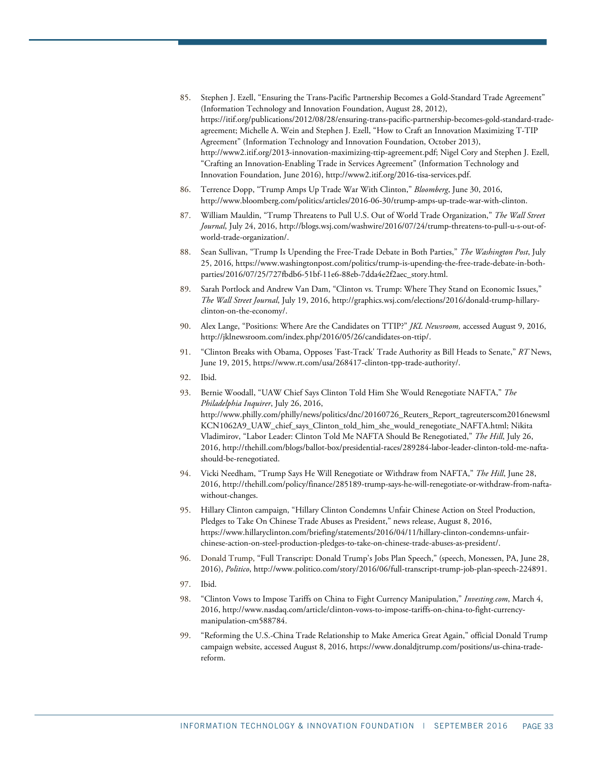85. Stephen J. Ezell, "Ensuring the Trans-Pacific Partnership Becomes a Gold-Standard Trade Agreement" (Information Technology and Innovation Foundation, August 28, 2012), https://itif.org/publications/2012/08/28/ensuring-trans-pacific-partnership-becomes-gold-standard-trade-agreement; Michelle A. Wein and Stephen J. Ezell, "How to Craft an Innovation Maximizing T-TIP Agreement" (Information Technology and Innovation Foundation, October 2013), http://www2.itif.org/2013-innovation-maximizing-ttip-agreement.pdf; Nigel Cory and Stephen J. Ezell, "Crafting an Innovation-Enabling Trade in Services Agreement" (Information Technology and Innovation Foundation, June 2016), http://www2.itif.org/2016-tisa-services.pdf.

86. Terrence Dopp, "Trump Amps Up Trade War With Clinton," *Bloomberg*, June 30, 2016, http://www.bloomberg.com/politics/articles/2016-06-30/trump-amps-up-trade-war-with-clinton.

87. William Mauldin, "Trump Threatens to Pull U.S. Out of World Trade Organization," *The Wall Street Journal*, July 24, 2016, http://blogs.wsj.com/washwire/2016/07/24/trump-threatens-to-pull-u-s-out-of-world-trade-organization/.

88. Sean Sullivan, "Trump Is Upending the Free-Trade Debate in Both Parties," *The Washington Post*, July 25, 2016, https://www.washingtonpost.com/politics/trump-is-upending-the-free-trade-debate-in-both-parties/2016/07/25/727fbdb6-51bf-11e6-88eb-7dda4e2f2aec_story.html.

89. Sarah Portlock and Andrew Van Dam, "Clinton vs. Trump: Where They Stand on Economic Issues," *The Wall Street Journal*, July 19, 2016, http://graphics.wsj.com/elections/2016/donald-trump-hillary-clinton-on-the-economy/.

90. Alex Lange, "Positions: Where Are the Candidates on TTIP?" *JKL Newsroom,* accessed August 9, 2016, http://jklnewsroom.com/index.php/2016/05/26/candidates-on-ttip/.

91. "Clinton Breaks with Obama, Opposes 'Fast-Track' Trade Authority as Bill Heads to Senate," *RT* News, June 19, 2015, https://www.rt.com/usa/268417-clinton-tpp-trade-authority/.

92. Ibid.

93. Bernie Woodall, "UAW Chief Says Clinton Told Him She Would Renegotiate NAFTA," *The Philadelphia Inquirer*, July 26, 2016, http://www.philly.com/philly/news/politics/dnc/20160726_Reuters_Report_tagreuterscom2016newsmlKCN1062A9_UAW_chief_says_Clinton_told_him_she_would_renegotiate_NAFTA.html; Nikita Vladimirov, "Labor Leader: Clinton Told Me NAFTA Should Be Renegotiated," *The Hill*, July 26, 2016, http://thehill.com/blogs/ballot-box/presidential-races/289284-labor-leader-clinton-told-me-nafta-should-be-renegotiated.

94. Vicki Needham, "Trump Says He Will Renegotiate or Withdraw from NAFTA," *The Hill*, June 28, 2016, http://thehill.com/policy/finance/285189-trump-says-he-will-renegotiate-or-withdraw-from-nafta-without-changes.

95. Hillary Clinton campaign, "Hillary Clinton Condemns Unfair Chinese Action on Steel Production, Pledges to Take On Chinese Trade Abuses as President," news release, August 8, 2016, https://www.hillaryclinton.com/briefing/statements/2016/04/11/hillary-clinton-condemns-unfair-chinese-action-on-steel-production-pledges-to-take-on-chinese-trade-abuses-as-president/.

96. Donald Trump, "Full Transcript: Donald Trump's Jobs Plan Speech," (speech, Monessen, PA, June 28, 2016), *Politico*, http://www.politico.com/story/2016/06/full-transcript-trump-job-plan-speech-224891.

97. Ibid.

98. "Clinton Vows to Impose Tariffs on China to Fight Currency Manipulation," *Investing.com*, March 4, 2016, http://www.nasdaq.com/article/clinton-vows-to-impose-tariffs-on-china-to-fight-currency-manipulation-cm588784.

99. "Reforming the U.S.-China Trade Relationship to Make America Great Again," official Donald Trump campaign website, accessed August 8, 2016, https://www.donaldjtrump.com/positions/us-china-trade-reform.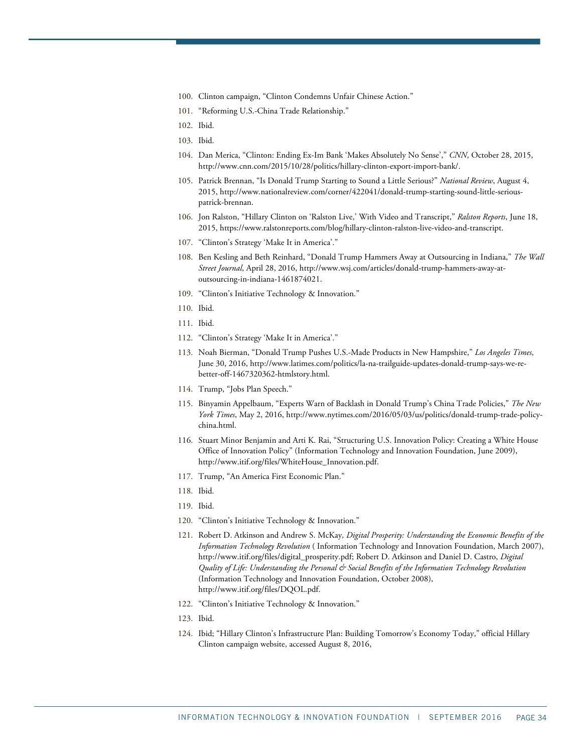100. Clinton campaign, "Clinton Condemns Unfair Chinese Action."
101. "Reforming U.S.-China Trade Relationship."
102. Ibid.
103. Ibid.
104. Dan Merica, "Clinton: Ending Ex-Im Bank 'Makes Absolutely No Sense'," *CNN*, October 28, 2015, http://www.cnn.com/2015/10/28/politics/hillary-clinton-export-import-bank/.
105. Patrick Brennan, "Is Donald Trump Starting to Sound a Little Serious?" *National Review*, August 4, 2015, http://www.nationalreview.com/corner/422041/donald-trump-starting-sound-little-serious-patrick-brennan.
106. Jon Ralston, "Hillary Clinton on 'Ralston Live,' With Video and Transcript," *Ralston Reports*, June 18, 2015, https://www.ralstonreports.com/blog/hillary-clinton-ralston-live-video-and-transcript.
107. "Clinton's Strategy 'Make It in America'."
108. Ben Kesling and Beth Reinhard, "Donald Trump Hammers Away at Outsourcing in Indiana," *The Wall Street Journal*, April 28, 2016, http://www.wsj.com/articles/donald-trump-hammers-away-at-outsourcing-in-indiana-1461874021.
109. "Clinton's Initiative Technology & Innovation."
110. Ibid.
111. Ibid.
112. "Clinton's Strategy 'Make It in America'."
113. Noah Bierman, "Donald Trump Pushes U.S.-Made Products in New Hampshire," *Los Angeles Times*, June 30, 2016, http://www.latimes.com/politics/la-na-trailguide-updates-donald-trump-says-we-re-better-off-1467320362-htmlstory.html.
114. Trump, "Jobs Plan Speech."
115. Binyamin Appelbaum, "Experts Warn of Backlash in Donald Trump's China Trade Policies," *The New York Times*, May 2, 2016, http://www.nytimes.com/2016/05/03/us/politics/donald-trump-trade-policy-china.html.
116. Stuart Minor Benjamin and Arti K. Rai, "Structuring U.S. Innovation Policy: Creating a White House Office of Innovation Policy" (Information Technology and Innovation Foundation, June 2009), http://www.itif.org/files/WhiteHouse_Innovation.pdf.
117. Trump, "An America First Economic Plan."
118. Ibid.
119. Ibid.
120. "Clinton's Initiative Technology & Innovation."
121. Robert D. Atkinson and Andrew S. McKay, *Digital Prosperity: Understanding the Economic Benefits of the Information Technology Revolution* ( Information Technology and Innovation Foundation, March 2007), http://www.itif.org/files/digital_prosperity.pdf; Robert D. Atkinson and Daniel D. Castro, *Digital Quality of Life: Understanding the Personal & Social Benefits of the Information Technology Revolution* (Information Technology and Innovation Foundation, October 2008), http://www.itif.org/files/DQOL.pdf.
122. "Clinton's Initiative Technology & Innovation."
123. Ibid.
124. Ibid; "Hillary Clinton's Infrastructure Plan: Building Tomorrow's Economy Today," official Hillary Clinton campaign website, accessed August 8, 2016,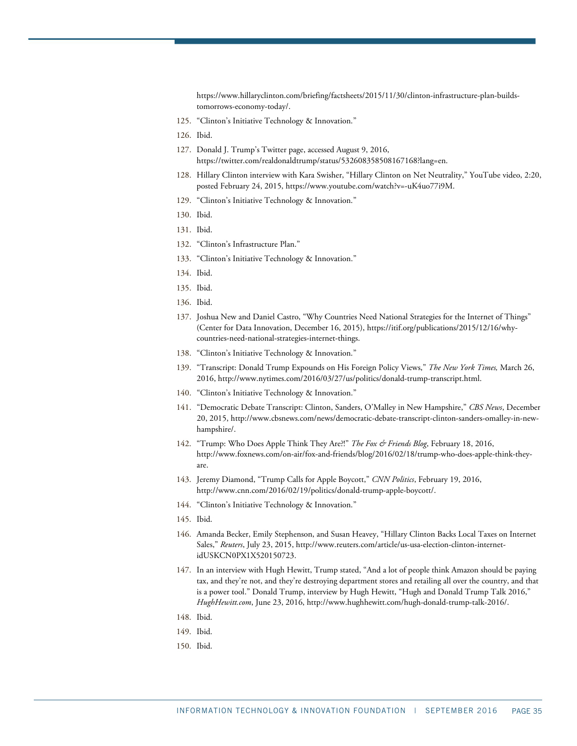https://www.hillaryclinton.com/briefing/factsheets/2015/11/30/clinton-infrastructure-plan-builds-tomorrows-economy-today/.

125. "Clinton's Initiative Technology & Innovation."
126. Ibid.
127. Donald J. Trump's Twitter page, accessed August 9, 2016, https://twitter.com/realdonaldtrump/status/532608358508167168?lang=en.
128. Hillary Clinton interview with Kara Swisher, "Hillary Clinton on Net Neutrality," YouTube video, 2:20, posted February 24, 2015, https://www.youtube.com/watch?v=-uK4uo77i9M.
129. "Clinton's Initiative Technology & Innovation."
130. Ibid.
131. Ibid.
132. "Clinton's Infrastructure Plan."
133. "Clinton's Initiative Technology & Innovation."
134. Ibid.
135. Ibid.
136. Ibid.
137. Joshua New and Daniel Castro, "Why Countries Need National Strategies for the Internet of Things" (Center for Data Innovation, December 16, 2015), https://itif.org/publications/2015/12/16/why-countries-need-national-strategies-internet-things.
138. "Clinton's Initiative Technology & Innovation."
139. "Transcript: Donald Trump Expounds on His Foreign Policy Views," *The New York Times,* March 26, 2016, http://www.nytimes.com/2016/03/27/us/politics/donald-trump-transcript.html.
140. "Clinton's Initiative Technology & Innovation."
141. "Democratic Debate Transcript: Clinton, Sanders, O'Malley in New Hampshire," *CBS News*, December 20, 2015, http://www.cbsnews.com/news/democratic-debate-transcript-clinton-sanders-omalley-in-new-hampshire/.
142. "Trump: Who Does Apple Think They Are?!" *The Fox & Friends Blog*, February 18, 2016, http://www.foxnews.com/on-air/fox-and-friends/blog/2016/02/18/trump-who-does-apple-think-they-are.
143. Jeremy Diamond, "Trump Calls for Apple Boycott," *CNN Politics*, February 19, 2016, http://www.cnn.com/2016/02/19/politics/donald-trump-apple-boycott/.
144. "Clinton's Initiative Technology & Innovation."
145. Ibid.
146. Amanda Becker, Emily Stephenson, and Susan Heavey, "Hillary Clinton Backs Local Taxes on Internet Sales," *Reuters*, July 23, 2015, http://www.reuters.com/article/us-usa-election-clinton-internet-idUSKCN0PX1X520150723.
147. In an interview with Hugh Hewitt, Trump stated, "And a lot of people think Amazon should be paying tax, and they're not, and they're destroying department stores and retailing all over the country, and that is a power tool." Donald Trump, interview by Hugh Hewitt, "Hugh and Donald Trump Talk 2016," *HughHewitt.com*, June 23, 2016, http://www.hughhewitt.com/hugh-donald-trump-talk-2016/.
148. Ibid.
149. Ibid.
150. Ibid.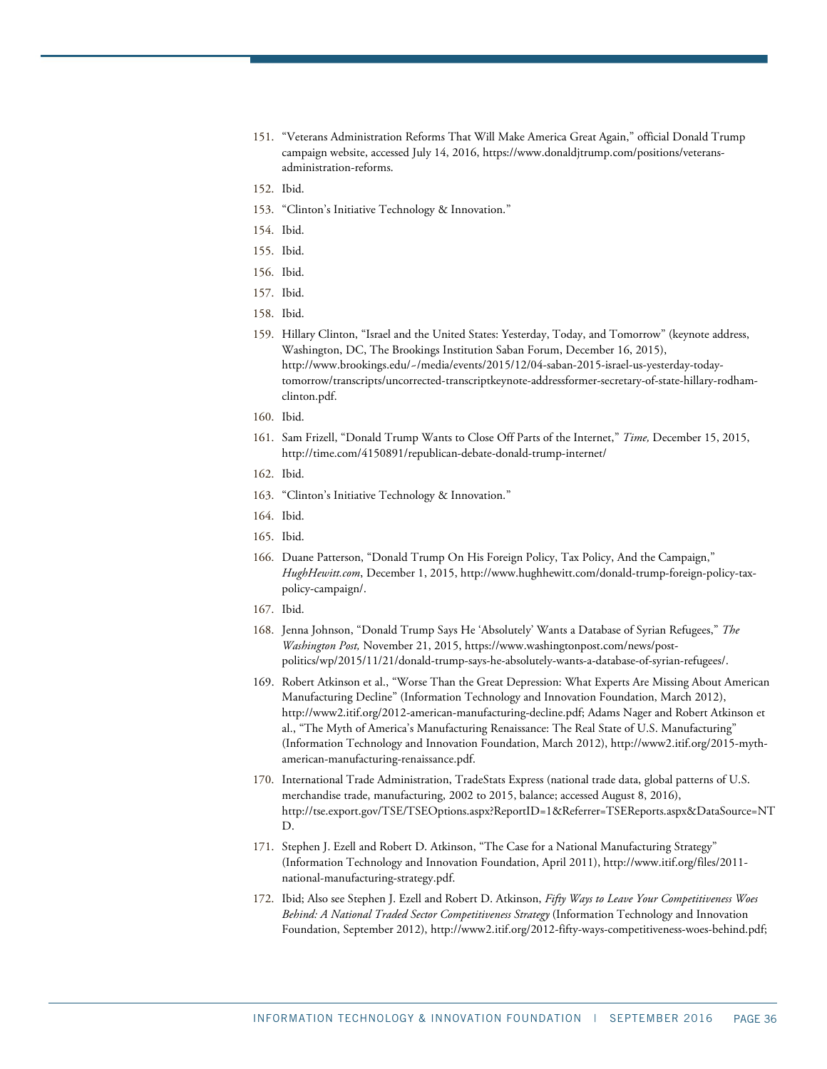151. "Veterans Administration Reforms That Will Make America Great Again," official Donald Trump campaign website, accessed July 14, 2016, https://www.donaldjtrump.com/positions/veterans-administration-reforms.
152. Ibid.
153. "Clinton's Initiative Technology & Innovation."
154. Ibid.
155. Ibid.
156. Ibid.
157. Ibid.
158. Ibid.
159. Hillary Clinton, "Israel and the United States: Yesterday, Today, and Tomorrow" (keynote address, Washington, DC, The Brookings Institution Saban Forum, December 16, 2015), http://www.brookings.edu/~/media/events/2015/12/04-saban-2015-israel-us-yesterday-today-tomorrow/transcripts/uncorrected-transcriptkeynote-addressformer-secretary-of-state-hillary-rodham-clinton.pdf.
160. Ibid.
161. Sam Frizell, "Donald Trump Wants to Close Off Parts of the Internet," *Time,* December 15, 2015, http://time.com/4150891/republican-debate-donald-trump-internet/
162. Ibid.
163. "Clinton's Initiative Technology & Innovation."
164. Ibid.
165. Ibid.
166. Duane Patterson, "Donald Trump On His Foreign Policy, Tax Policy, And the Campaign," *HughHewitt.com*, December 1, 2015, http://www.hughhewitt.com/donald-trump-foreign-policy-tax-policy-campaign/.
167. Ibid.
168. Jenna Johnson, "Donald Trump Says He 'Absolutely' Wants a Database of Syrian Refugees," *The Washington Post,* November 21, 2015, https://www.washingtonpost.com/news/post-politics/wp/2015/11/21/donald-trump-says-he-absolutely-wants-a-database-of-syrian-refugees/.
169. Robert Atkinson et al., "Worse Than the Great Depression: What Experts Are Missing About American Manufacturing Decline" (Information Technology and Innovation Foundation, March 2012), http://www2.itif.org/2012-american-manufacturing-decline.pdf; Adams Nager and Robert Atkinson et al., "The Myth of America's Manufacturing Renaissance: The Real State of U.S. Manufacturing" (Information Technology and Innovation Foundation, March 2012), http://www2.itif.org/2015-myth-american-manufacturing-renaissance.pdf.
170. International Trade Administration, TradeStats Express (national trade data, global patterns of U.S. merchandise trade, manufacturing, 2002 to 2015, balance; accessed August 8, 2016), http://tse.export.gov/TSE/TSEOptions.aspx?ReportID=1&Referrer=TSEReports.aspx&DataSource=NTD.
171. Stephen J. Ezell and Robert D. Atkinson, "The Case for a National Manufacturing Strategy" (Information Technology and Innovation Foundation, April 2011), http://www.itif.org/files/2011-national-manufacturing-strategy.pdf.
172. Ibid; Also see Stephen J. Ezell and Robert D. Atkinson, *Fifty Ways to Leave Your Competitiveness Woes Behind: A National Traded Sector Competitiveness Strategy* (Information Technology and Innovation Foundation, September 2012), http://www2.itif.org/2012-fifty-ways-competitiveness-woes-behind.pdf;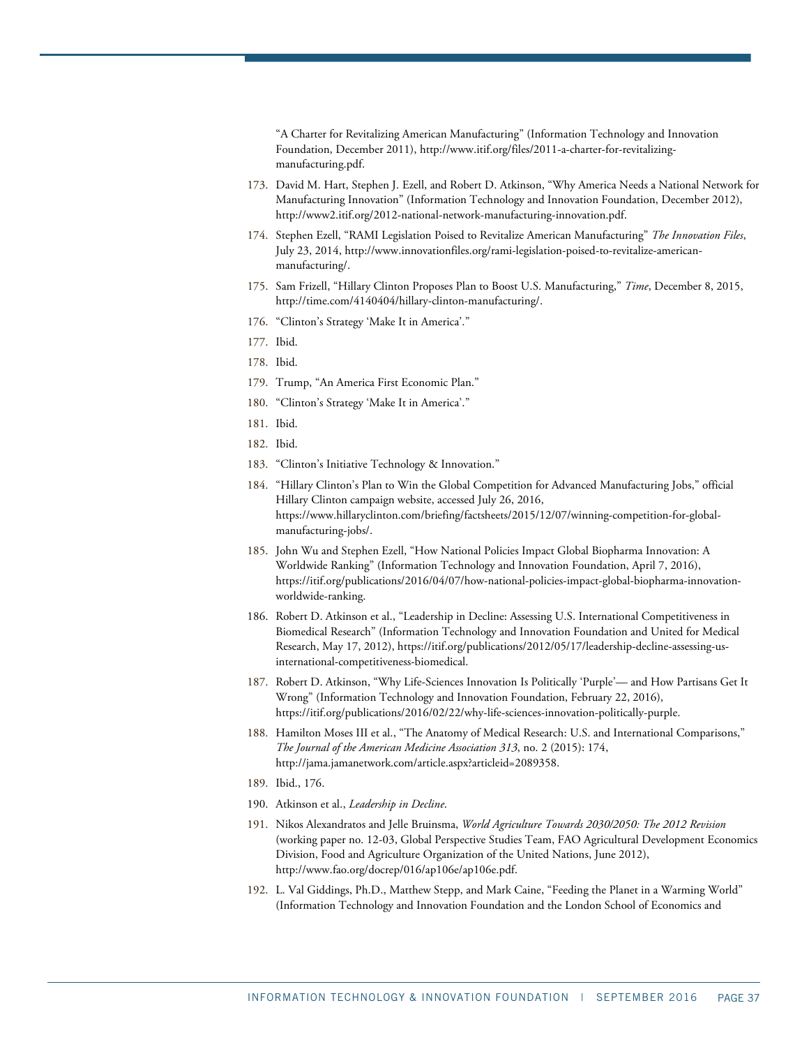"A Charter for Revitalizing American Manufacturing" (Information Technology and Innovation Foundation, December 2011), http://www.itif.org/files/2011-a-charter-for-revitalizing-manufacturing.pdf.

173. David M. Hart, Stephen J. Ezell, and Robert D. Atkinson, "Why America Needs a National Network for Manufacturing Innovation" (Information Technology and Innovation Foundation, December 2012), http://www2.itif.org/2012-national-network-manufacturing-innovation.pdf.
174. Stephen Ezell, "RAMI Legislation Poised to Revitalize American Manufacturing" *The Innovation Files*, July 23, 2014, http://www.innovationfiles.org/rami-legislation-poised-to-revitalize-american-manufacturing/.
175. Sam Frizell, "Hillary Clinton Proposes Plan to Boost U.S. Manufacturing," *Time*, December 8, 2015, http://time.com/4140404/hillary-clinton-manufacturing/.
176. "Clinton's Strategy 'Make It in America'."
177. Ibid.
178. Ibid.
179. Trump, "An America First Economic Plan."
180. "Clinton's Strategy 'Make It in America'."
181. Ibid.
182. Ibid.
183. "Clinton's Initiative Technology & Innovation."
184. "Hillary Clinton's Plan to Win the Global Competition for Advanced Manufacturing Jobs," official Hillary Clinton campaign website, accessed July 26, 2016, https://www.hillaryclinton.com/briefing/factsheets/2015/12/07/winning-competition-for-global-manufacturing-jobs/.
185. John Wu and Stephen Ezell, "How National Policies Impact Global Biopharma Innovation: A Worldwide Ranking" (Information Technology and Innovation Foundation, April 7, 2016), https://itif.org/publications/2016/04/07/how-national-policies-impact-global-biopharma-innovation-worldwide-ranking.
186. Robert D. Atkinson et al., "Leadership in Decline: Assessing U.S. International Competitiveness in Biomedical Research" (Information Technology and Innovation Foundation and United for Medical Research, May 17, 2012), https://itif.org/publications/2012/05/17/leadership-decline-assessing-us-international-competitiveness-biomedical.
187. Robert D. Atkinson, "Why Life-Sciences Innovation Is Politically 'Purple'— and How Partisans Get It Wrong" (Information Technology and Innovation Foundation, February 22, 2016), https://itif.org/publications/2016/02/22/why-life-sciences-innovation-politically-purple.
188. Hamilton Moses III et al., "The Anatomy of Medical Research: U.S. and International Comparisons," *The Journal of the American Medicine Association 313*, no. 2 (2015): 174, http://jama.jamanetwork.com/article.aspx?articleid=2089358.
189. Ibid., 176.
190. Atkinson et al., *Leadership in Decline*.
191. Nikos Alexandratos and Jelle Bruinsma, *World Agriculture Towards 2030/2050: The 2012 Revision* (working paper no. 12-03, Global Perspective Studies Team, FAO Agricultural Development Economics Division, Food and Agriculture Organization of the United Nations, June 2012), http://www.fao.org/docrep/016/ap106e/ap106e.pdf.
192. L. Val Giddings, Ph.D., Matthew Stepp, and Mark Caine, "Feeding the Planet in a Warming World" (Information Technology and Innovation Foundation and the London School of Economics and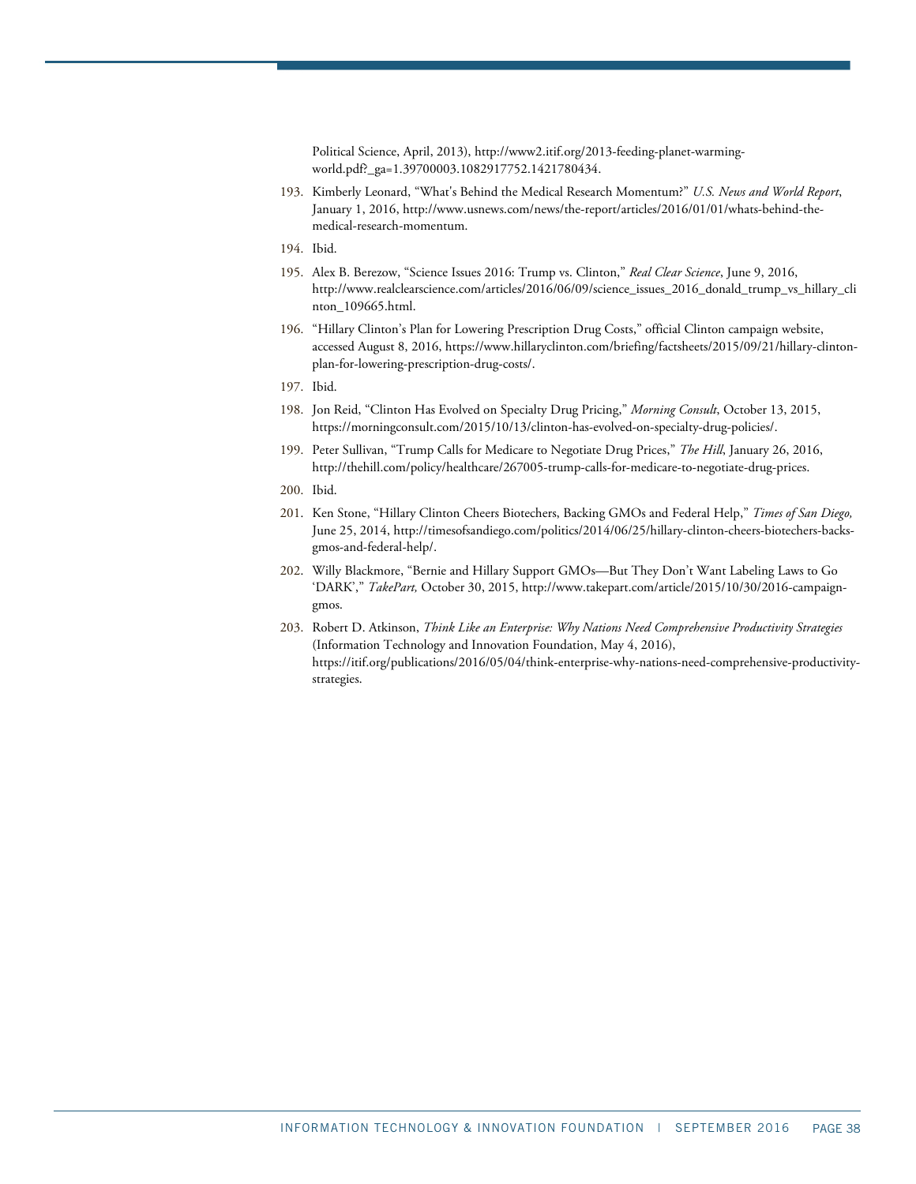Political Science, April, 2013), http://www2.itif.org/2013-feeding-planet-warming-world.pdf?_ga=1.39700003.1082917752.1421780434.

193. Kimberly Leonard, "What's Behind the Medical Research Momentum?" *U.S. News and World Report*, January 1, 2016, http://www.usnews.com/news/the-report/articles/2016/01/01/whats-behind-the-medical-research-momentum.

194. Ibid.

195. Alex B. Berezow, "Science Issues 2016: Trump vs. Clinton," *Real Clear Science*, June 9, 2016, http://www.realclearscience.com/articles/2016/06/09/science_issues_2016_donald_trump_vs_hillary_clinton_109665.html.

196. "Hillary Clinton's Plan for Lowering Prescription Drug Costs," official Clinton campaign website, accessed August 8, 2016, https://www.hillaryclinton.com/briefing/factsheets/2015/09/21/hillary-clinton-plan-for-lowering-prescription-drug-costs/.

197. Ibid.

198. Jon Reid, "Clinton Has Evolved on Specialty Drug Pricing," *Morning Consult*, October 13, 2015, https://morningconsult.com/2015/10/13/clinton-has-evolved-on-specialty-drug-policies/.

199. Peter Sullivan, "Trump Calls for Medicare to Negotiate Drug Prices," *The Hill*, January 26, 2016, http://thehill.com/policy/healthcare/267005-trump-calls-for-medicare-to-negotiate-drug-prices.

200. Ibid.

201. Ken Stone, "Hillary Clinton Cheers Biotechers, Backing GMOs and Federal Help," *Times of San Diego,* June 25, 2014, http://timesofsandiego.com/politics/2014/06/25/hillary-clinton-cheers-biotechers-backs-gmos-and-federal-help/.

202. Willy Blackmore, "Bernie and Hillary Support GMOs—But They Don't Want Labeling Laws to Go 'DARK'," *TakePart,* October 30, 2015, http://www.takepart.com/article/2015/10/30/2016-campaign-gmos.

203. Robert D. Atkinson, *Think Like an Enterprise: Why Nations Need Comprehensive Productivity Strategies* (Information Technology and Innovation Foundation, May 4, 2016), https://itif.org/publications/2016/05/04/think-enterprise-why-nations-need-comprehensive-productivity-strategies.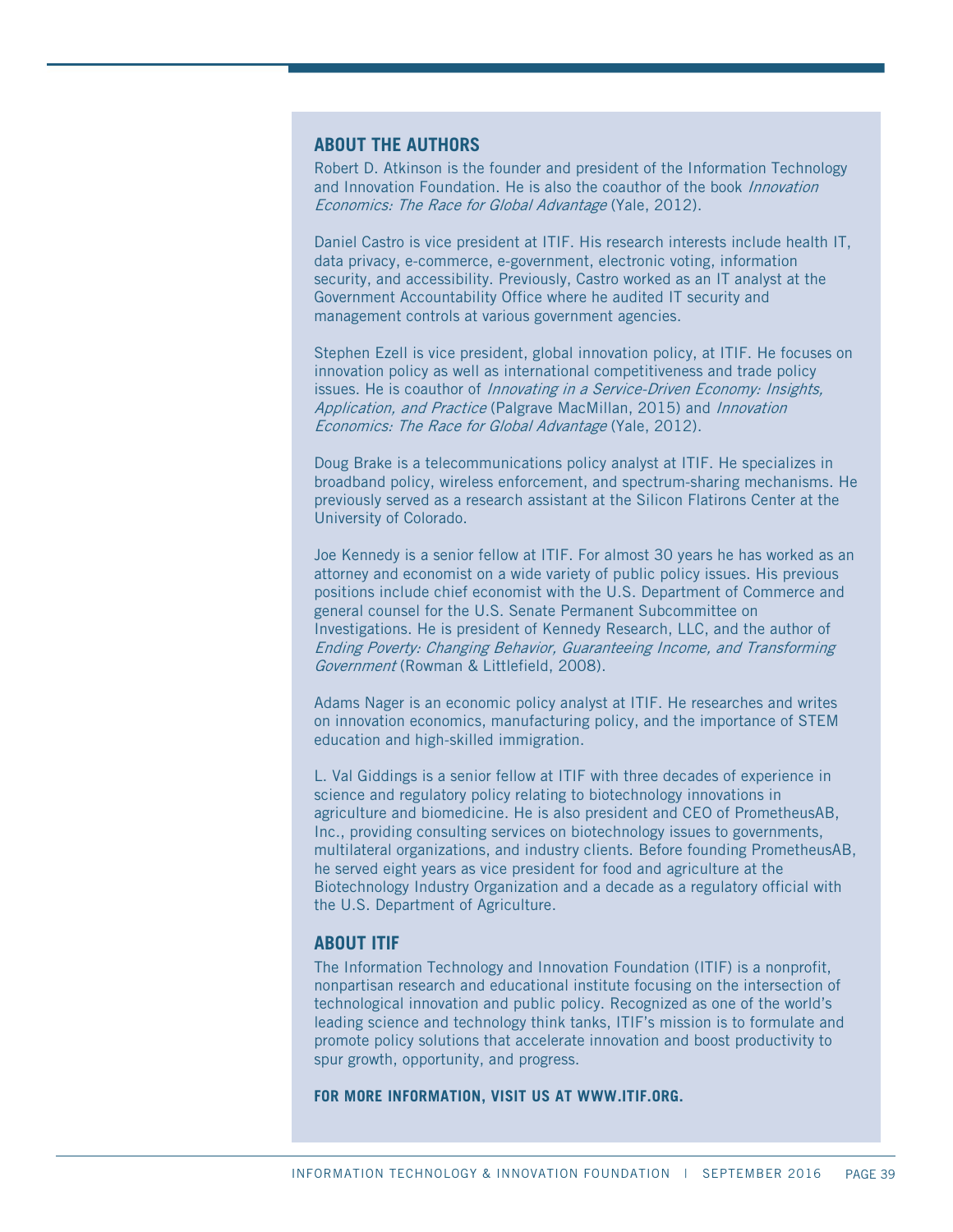## ABOUT THE AUTHORS

Robert D. Atkinson is the founder and president of the Information Technology and Innovation Foundation. He is also the coauthor of the book *Innovation Economics: The Race for Global Advantage* (Yale, 2012).

Daniel Castro is vice president at ITIF. His research interests include health IT, data privacy, e-commerce, e-government, electronic voting, information security, and accessibility. Previously, Castro worked as an IT analyst at the Government Accountability Office where he audited IT security and management controls at various government agencies.

Stephen Ezell is vice president, global innovation policy, at ITIF. He focuses on innovation policy as well as international competitiveness and trade policy issues. He is coauthor of *Innovating in a Service-Driven Economy: Insights, Application, and Practice* (Palgrave MacMillan, 2015) and *Innovation Economics: The Race for Global Advantage* (Yale, 2012).

Doug Brake is a telecommunications policy analyst at ITIF. He specializes in broadband policy, wireless enforcement, and spectrum-sharing mechanisms. He previously served as a research assistant at the Silicon Flatirons Center at the University of Colorado.

Joe Kennedy is a senior fellow at ITIF. For almost 30 years he has worked as an attorney and economist on a wide variety of public policy issues. His previous positions include chief economist with the U.S. Department of Commerce and general counsel for the U.S. Senate Permanent Subcommittee on Investigations. He is president of Kennedy Research, LLC, and the author of *Ending Poverty: Changing Behavior, Guaranteeing Income, and Transforming Government* (Rowman & Littlefield, 2008).

Adams Nager is an economic policy analyst at ITIF. He researches and writes on innovation economics, manufacturing policy, and the importance of STEM education and high-skilled immigration.

L. Val Giddings is a senior fellow at ITIF with three decades of experience in science and regulatory policy relating to biotechnology innovations in agriculture and biomedicine. He is also president and CEO of PrometheusAB, Inc., providing consulting services on biotechnology issues to governments, multilateral organizations, and industry clients. Before founding PrometheusAB, he served eight years as vice president for food and agriculture at the Biotechnology Industry Organization and a decade as a regulatory official with the U.S. Department of Agriculture.

## ABOUT ITIF

The Information Technology and Innovation Foundation (ITIF) is a nonprofit, nonpartisan research and educational institute focusing on the intersection of technological innovation and public policy. Recognized as one of the world's leading science and technology think tanks, ITIF's mission is to formulate and promote policy solutions that accelerate innovation and boost productivity to spur growth, opportunity, and progress.

**FOR MORE INFORMATION, VISIT US AT WWW.ITIF.ORG.**